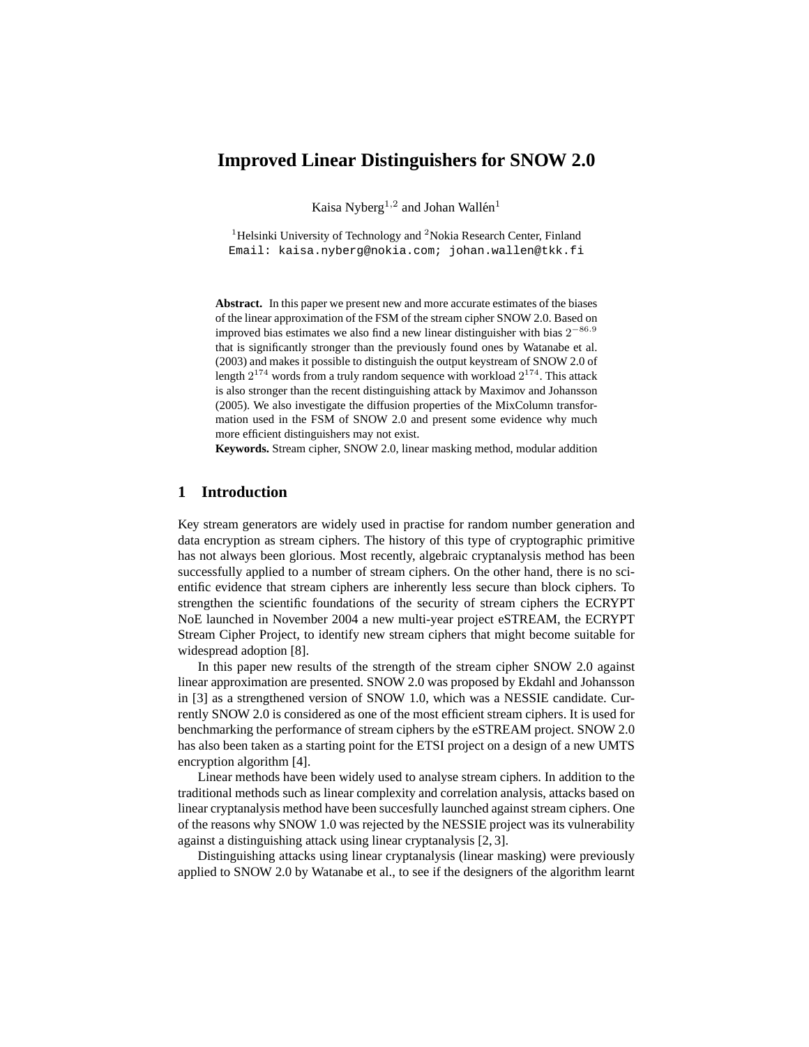# Improved Linear Distinguishers for SNOW 2.0

Kaisa Nyberg[1,2] and Johan Wallén[1]

[1]Helsinki University of Technology and [2]Nokia Research Center, Finland
Email: kaisa.nyberg@nokia.com; johan.wallen@tkk.fi

**Abstract.** In this paper we present new and more accurate estimates of the biases of the linear approximation of the FSM of the stream cipher SNOW 2.0. Based on improved bias estimates we also find a new linear distinguisher with bias $2^{-86.9}$ that is significantly stronger than the previously found ones by Watanabe et al. (2003) and makes it possible to distinguish the output keystream of SNOW 2.0 of length $2^{174}$ words from a truly random sequence with workload $2^{174}$. This attack is also stronger than the recent distinguishing attack by Maximov and Johansson (2005). We also investigate the diffusion properties of the MixColumn transformation used in the FSM of SNOW 2.0 and present some evidence why much more efficient distinguishers may not exist.

**Keywords.** Stream cipher, SNOW 2.0, linear masking method, modular addition

## 1 Introduction

Key stream generators are widely used in practise for random number generation and data encryption as stream ciphers. The history of this type of cryptographic primitive has not always been glorious. Most recently, algebraic cryptanalysis method has been successfully applied to a number of stream ciphers. On the other hand, there is no scientific evidence that stream ciphers are inherently less secure than block ciphers. To strengthen the scientific foundations of the security of stream ciphers the ECRYPT NoE launched in November 2004 a new multi-year project eSTREAM, the ECRYPT Stream Cipher Project, to identify new stream ciphers that might become suitable for widespread adoption [8].

In this paper new results of the strength of the stream cipher SNOW 2.0 against linear approximation are presented. SNOW 2.0 was proposed by Ekdahl and Johansson in [3] as a strengthened version of SNOW 1.0, which was a NESSIE candidate. Currently SNOW 2.0 is considered as one of the most efficient stream ciphers. It is used for benchmarking the performance of stream ciphers by the eSTREAM project. SNOW 2.0 has also been taken as a starting point for the ETSI project on a design of a new UMTS encryption algorithm [4].

Linear methods have been widely used to analyse stream ciphers. In addition to the traditional methods such as linear complexity and correlation analysis, attacks based on linear cryptanalysis method have been succesfully launched against stream ciphers. One of the reasons why SNOW 1.0 was rejected by the NESSIE project was its vulnerability against a distinguishing attack using linear cryptanalysis [2, 3].

Distinguishing attacks using linear cryptanalysis (linear masking) were previously applied to SNOW 2.0 by Watanabe et al., to see if the designers of the algorithm learnt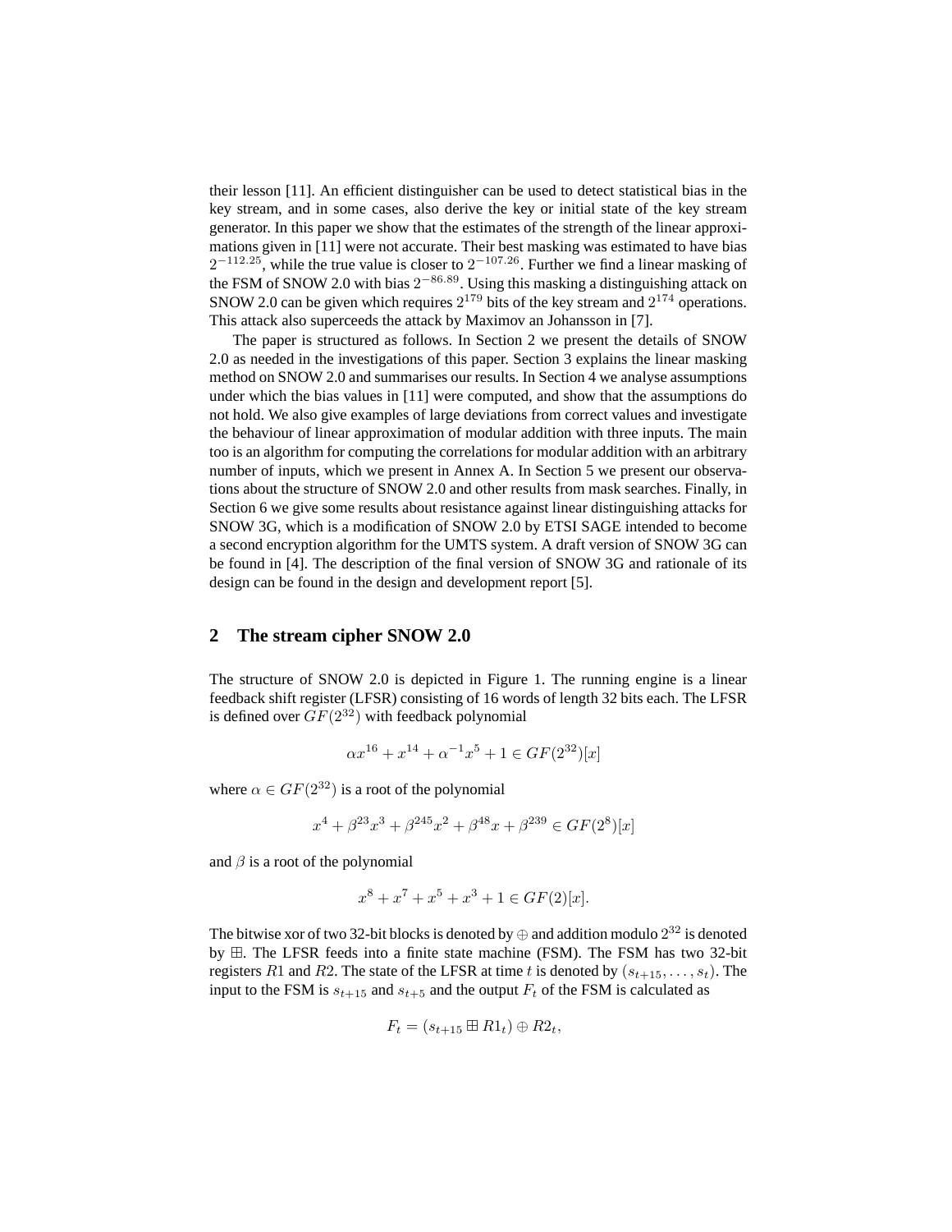their lesson [11]. An efficient distinguisher can be used to detect statistical bias in the key stream, and in some cases, also derive the key or initial state of the key stream generator. In this paper we show that the estimates of the strength of the linear approximations given in [11] were not accurate. Their best masking was estimated to have bias $2^{-112.25}$, while the true value is closer to $2^{-107.26}$. Further we find a linear masking of the FSM of SNOW 2.0 with bias $2^{-86.89}$. Using this masking a distinguishing attack on SNOW 2.0 can be given which requires $2^{179}$ bits of the key stream and $2^{174}$ operations. This attack also superceeds the attack by Maximov an Johansson in [7].

The paper is structured as follows. In Section 2 we present the details of SNOW 2.0 as needed in the investigations of this paper. Section 3 explains the linear masking method on SNOW 2.0 and summarises our results. In Section 4 we analyse assumptions under which the bias values in [11] were computed, and show that the assumptions do not hold. We also give examples of large deviations from correct values and investigate the behaviour of linear approximation of modular addition with three inputs. The main too is an algorithm for computing the correlations for modular addition with an arbitrary number of inputs, which we present in Annex A. In Section 5 we present our observations about the structure of SNOW 2.0 and other results from mask searches. Finally, in Section 6 we give some results about resistance against linear distinguishing attacks for SNOW 3G, which is a modification of SNOW 2.0 by ETSI SAGE intended to become a second encryption algorithm for the UMTS system. A draft version of SNOW 3G can be found in [4]. The description of the final version of SNOW 3G and rationale of its design can be found in the design and development report [5].

## 2 The stream cipher SNOW 2.0

The structure of SNOW 2.0 is depicted in Figure 1. The running engine is a linear feedback shift register (LFSR) consisting of 16 words of length 32 bits each. The LFSR is defined over $GF(2^{32})$ with feedback polynomial

$$\alpha x^{16} + x^{14} + \alpha^{-1} x^5 + 1 \in GF(2^{32})[x]$$

where $\alpha \in GF(2^{32})$ is a root of the polynomial

$$x^4 + \beta^{23} x^3 + \beta^{245} x^2 + \beta^{48} x + \beta^{239} \in GF(2^8)[x]$$

and $\beta$ is a root of the polynomial

$$x^8 + x^7 + x^5 + x^3 + 1 \in GF(2)[x].$$

The bitwise xor of two 32-bit blocks is denoted by $\oplus$ and addition modulo $2^{32}$ is denoted by $\boxplus$. The LFSR feeds into a finite state machine (FSM). The FSM has two 32-bit registers $R1$ and $R2$. The state of the LFSR at time $t$ is denoted by $(s_{t+15}, \ldots, s_t)$. The input to the FSM is $s_{t+15}$ and $s_{t+5}$ and the output $F_t$ of the FSM is calculated as

$$F_t = (s_{t+15} \boxplus R1_t) \oplus R2_t,$$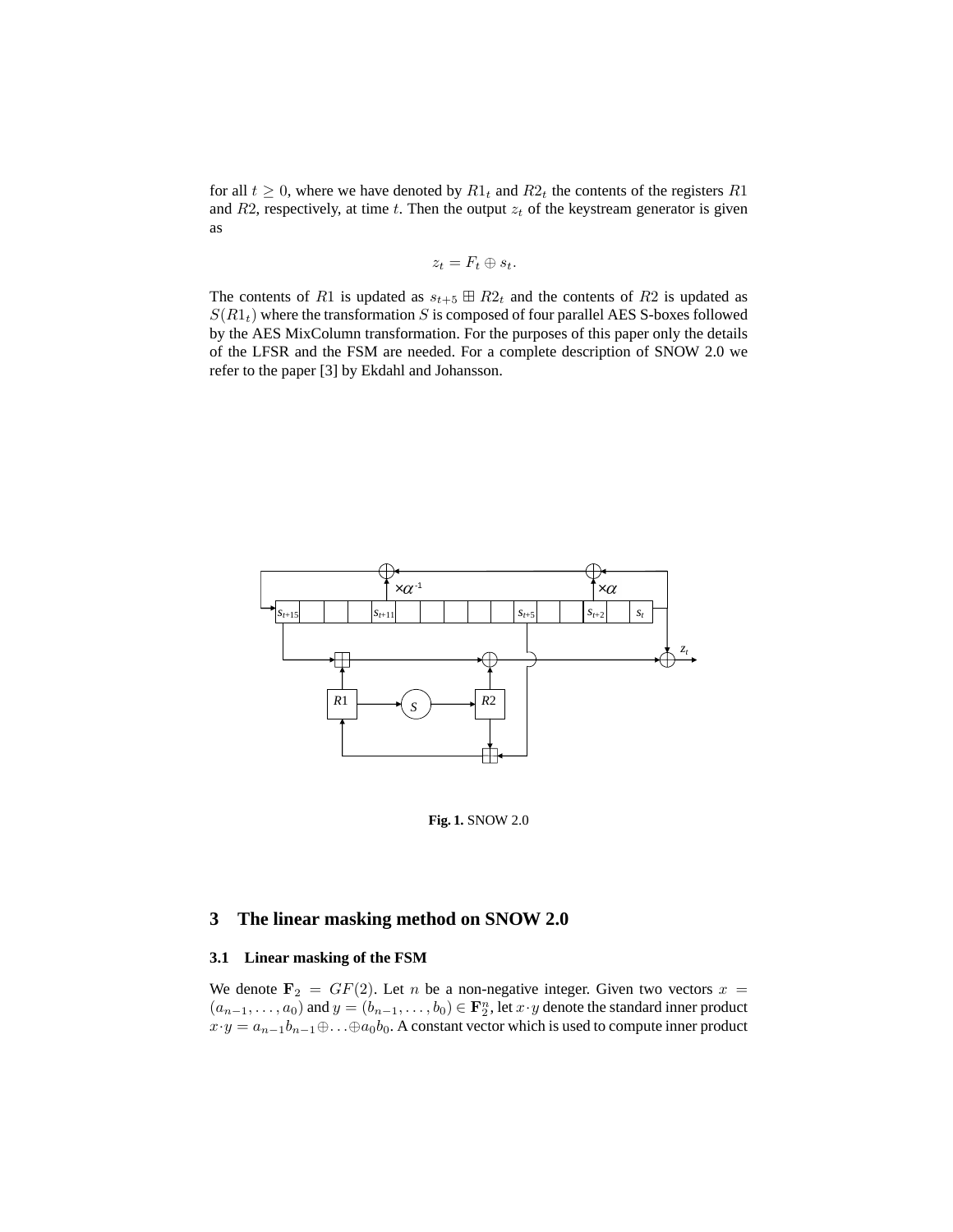for all $t \geq 0$, where we have denoted by $R1_t$ and $R2_t$ the contents of the registers $R1$ and $R2$, respectively, at time $t$. Then the output $z_t$ of the keystream generator is given as

$$z_t = F_t \oplus s_t.$$

The contents of $R1$ is updated as $s_{t+5} \boxplus R2_t$ and the contents of $R2$ is updated as $S(R1_t)$ where the transformation $S$ is composed of four parallel AES S-boxes followed by the AES MixColumn transformation. For the purposes of this paper only the details of the LFSR and the FSM are needed. For a complete description of SNOW 2.0 we refer to the paper [3] by Ekdahl and Johansson.

**Fig. 1.** SNOW 2.0

## 3 The linear masking method on SNOW 2.0

### 3.1 Linear masking of the FSM

We denote $\mathbf{F}_2 = GF(2)$. Let $n$ be a non-negative integer. Given two vectors $x = (a_{n-1}, \ldots, a_0)$ and $y = (b_{n-1}, \ldots, b_0) \in \mathbf{F}_2^n$, let $x \cdot y$ denote the standard inner product $x \cdot y = a_{n-1}b_{n-1} \oplus \ldots \oplus a_0 b_0$. A constant vector which is used to compute inner product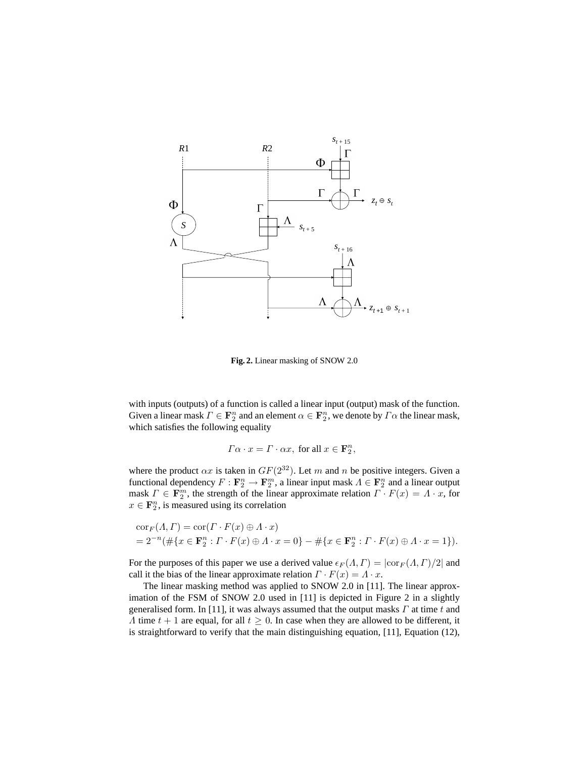**Fig. 2.** Linear masking of SNOW 2.0

with inputs (outputs) of a function is called a linear input (output) mask of the function. Given a linear mask $\Gamma \in \mathbf{F}_2^n$ and an element $\alpha \in \mathbf{F}_2^n$, we denote by $\Gamma\alpha$ the linear mask, which satisfies the following equality

$$\Gamma\alpha \cdot x = \Gamma \cdot \alpha x, \text{ for all } x \in \mathbf{F}_2^n,$$

where the product $\alpha x$ is taken in $GF(2^{32})$. Let $m$ and $n$ be positive integers. Given a functional dependency $F : \mathbf{F}_2^n \to \mathbf{F}_2^m$, a linear input mask $\Lambda \in \mathbf{F}_2^n$ and a linear output mask $\Gamma \in \mathbf{F}_2^m$, the strength of the linear approximate relation $\Gamma \cdot F(x) = \Lambda \cdot x$, for $x \in \mathbf{F}_2^n$, is measured using its correlation

$$\begin{aligned}
&\mathrm{cor}_F(\Lambda, \Gamma) = \mathrm{cor}(\Gamma \cdot F(x) \oplus \Lambda \cdot x) \\
&= 2^{-n}(\#\{x \in \mathbf{F}_2^n : \Gamma \cdot F(x) \oplus \Lambda \cdot x = 0\} - \#\{x \in \mathbf{F}_2^n : \Gamma \cdot F(x) \oplus \Lambda \cdot x = 1\}).
\end{aligned}$$

For the purposes of this paper we use a derived value $\epsilon_F(\Lambda, \Gamma) = |\mathrm{cor}_F(\Lambda, \Gamma)/2|$ and call it the bias of the linear approximate relation $\Gamma \cdot F(x) = \Lambda \cdot x$.

The linear masking method was applied to SNOW 2.0 in [11]. The linear approximation of the FSM of SNOW 2.0 used in [11] is depicted in Figure 2 in a slightly generalised form. In [11], it was always assumed that the output masks $\Gamma$ at time $t$ and $\Lambda$ time $t+1$ are equal, for all $t \geq 0$. In case when they are allowed to be different, it is straightforward to verify that the main distinguishing equation, [11], Equation (12),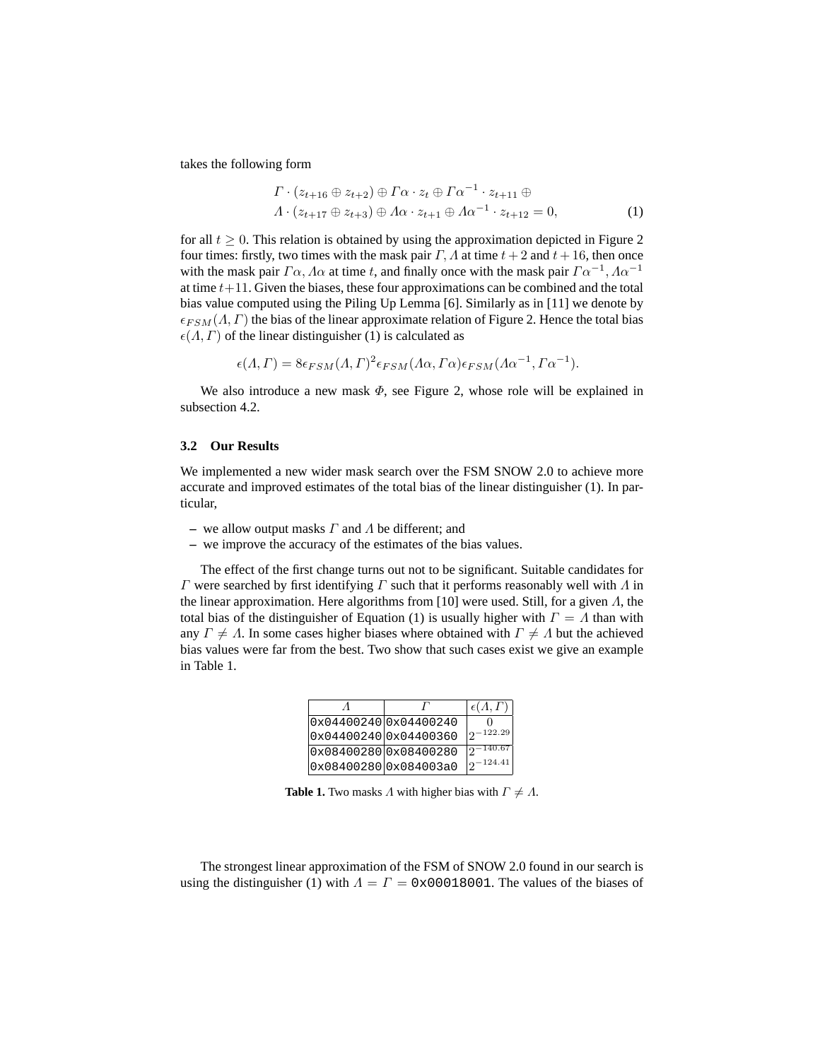takes the following form

$$\Gamma \cdot (z_{t+16} \oplus z_{t+2}) \oplus \Gamma\alpha \cdot z_t \oplus \Gamma\alpha^{-1} \cdot z_{t+11} \oplus$$
$$\Lambda \cdot (z_{t+17} \oplus z_{t+3}) \oplus \Lambda\alpha \cdot z_{t+1} \oplus \Lambda\alpha^{-1} \cdot z_{t+12} = 0, \quad (1)$$

for all $t \geq 0$. This relation is obtained by using the approximation depicted in Figure 2 four times: firstly, two times with the mask pair $\Gamma, \Lambda$ at time $t+2$ and $t+16$, then once with the mask pair $\Gamma\alpha, \Lambda\alpha$ at time $t$, and finally once with the mask pair $\Gamma\alpha^{-1}, \Lambda\alpha^{-1}$ at time $t+11$. Given the biases, these four approximations can be combined and the total bias value computed using the Piling Up Lemma [6]. Similarly as in [11] we denote by $\epsilon_{FSM}(\Lambda, \Gamma)$ the bias of the linear approximate relation of Figure 2. Hence the total bias $\epsilon(\Lambda, \Gamma)$ of the linear distinguisher (1) is calculated as

$$\epsilon(\Lambda, \Gamma) = 8\epsilon_{FSM}(\Lambda, \Gamma)^2 \epsilon_{FSM}(\Lambda\alpha, \Gamma\alpha)\epsilon_{FSM}(\Lambda\alpha^{-1}, \Gamma\alpha^{-1}).$$

We also introduce a new mask $\Phi$, see Figure 2, whose role will be explained in subsection 4.2.

### 3.2 Our Results

We implemented a new wider mask search over the FSM SNOW 2.0 to achieve more accurate and improved estimates of the total bias of the linear distinguisher (1). In particular,

- we allow output masks $\Gamma$ and $\Lambda$ be different; and
- we improve the accuracy of the estimates of the bias values.

The effect of the first change turns out not to be significant. Suitable candidates for $\Gamma$ were searched by first identifying $\Gamma$ such that it performs reasonably well with $\Lambda$ in the linear approximation. Here algorithms from [10] were used. Still, for a given $\Lambda$, the total bias of the distinguisher of Equation (1) is usually higher with $\Gamma = \Lambda$ than with any $\Gamma \neq \Lambda$. In some cases higher biases where obtained with $\Gamma \neq \Lambda$ but the achieved bias values were far from the best. Two show that such cases exist we give an example in Table 1.

| $\Lambda$ | $\Gamma$ | $\epsilon(\Lambda, \Gamma)$ |
|---|---|---|
| 0x04400240 | 0x04400240 | 0 |
| 0x04400240 | 0x04400360 | $2^{-122.29}$ |
| 0x08400280 | 0x08400280 | $2^{-140.67}$ |
| 0x08400280 | 0x084003a0 | $2^{-124.41}$ |

**Table 1.** Two masks $\Lambda$ with higher bias with $\Gamma \neq \Lambda$.

The strongest linear approximation of the FSM of SNOW 2.0 found in our search is using the distinguisher (1) with $\Lambda = \Gamma =$ 0x00018001. The values of the biases of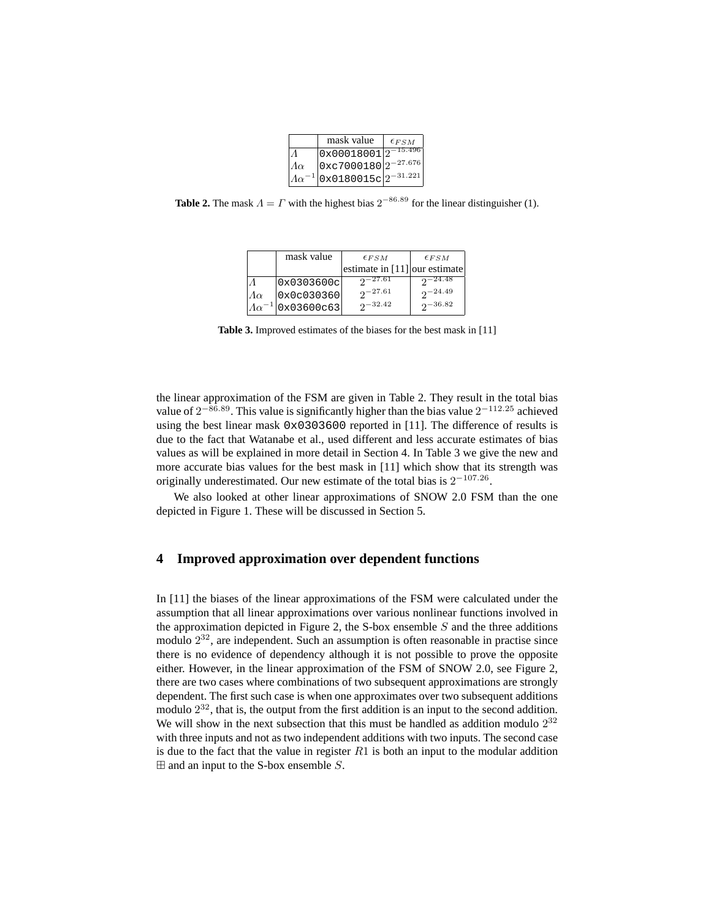| | mask value | $\epsilon_{FSM}$ |
|---|---|---|
| $\Lambda$ | 0x00018001 | $2^{-15.496}$ |
| $\Lambda\alpha$ | 0xc7000180 | $2^{-27.676}$ |
| $\Lambda\alpha^{-1}$ | 0x0180015c | $2^{-31.221}$ |

**Table 2.** The mask $\Lambda = \Gamma$ with the highest bias $2^{-86.89}$ for the linear distinguisher (1).

| | mask value | $\epsilon_{FSM}$ estimate in [11] | $\epsilon_{FSM}$ our estimate |
|---|---|---|---|
| $\Lambda$ | 0x0303600c | $2^{-27.61}$ | $2^{-24.48}$ |
| $\Lambda\alpha$ | 0x0c030360 | $2^{-27.61}$ | $2^{-24.49}$ |
| $\Lambda\alpha^{-1}$ | 0x03600c63 | $2^{-32.42}$ | $2^{-36.82}$ |

**Table 3.** Improved estimates of the biases for the best mask in [11]

the linear approximation of the FSM are given in Table 2. They result in the total bias value of $2^{-86.89}$. This value is significantly higher than the bias value $2^{-112.25}$ achieved using the best linear mask 0x0303600 reported in [11]. The difference of results is due to the fact that Watanabe et al., used different and less accurate estimates of bias values as will be explained in more detail in Section 4. In Table 3 we give the new and more accurate bias values for the best mask in [11] which show that its strength was originally underestimated. Our new estimate of the total bias is $2^{-107.26}$.

We also looked at other linear approximations of SNOW 2.0 FSM than the one depicted in Figure 1. These will be discussed in Section 5.

## 4 Improved approximation over dependent functions

In [11] the biases of the linear approximations of the FSM were calculated under the assumption that all linear approximations over various nonlinear functions involved in the approximation depicted in Figure 2, the S-box ensemble $S$ and the three additions modulo $2^{32}$, are independent. Such an assumption is often reasonable in practise since there is no evidence of dependency although it is not possible to prove the opposite either. However, in the linear approximation of the FSM of SNOW 2.0, see Figure 2, there are two cases where combinations of two subsequent approximations are strongly dependent. The first such case is when one approximates over two subsequent additions modulo $2^{32}$, that is, the output from the first addition is an input to the second addition. We will show in the next subsection that this must be handled as addition modulo $2^{32}$ with three inputs and not as two independent additions with two inputs. The second case is due to the fact that the value in register $R1$ is both an input to the modular addition $\boxplus$ and an input to the S-box ensemble $S$.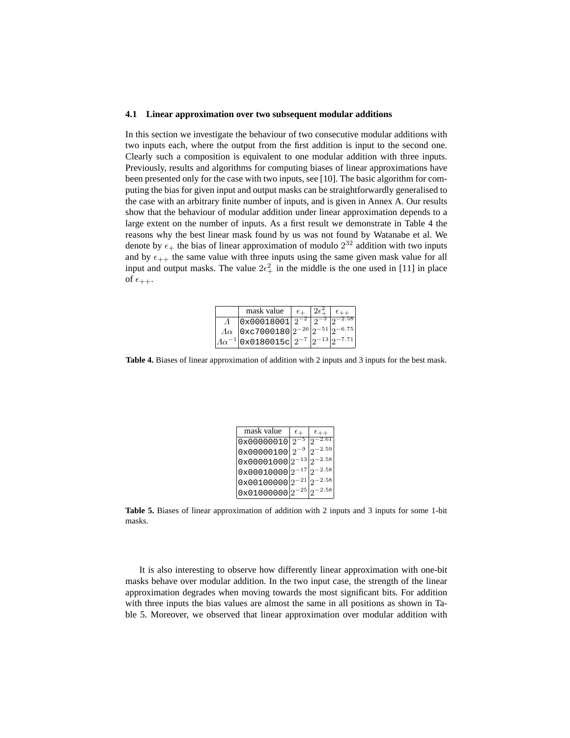### 4.1 Linear approximation over two subsequent modular additions

In this section we investigate the behaviour of two consecutive modular additions with two inputs each, where the output from the first addition is input to the second one. Clearly such a composition is equivalent to one modular addition with three inputs. Previously, results and algorithms for computing biases of linear approximations have been presented only for the case with two inputs, see [10]. The basic algorithm for computing the bias for given input and output masks can be straightforwardly generalised to the case with an arbitrary finite number of inputs, and is given in Annex A. Our results show that the behaviour of modular addition under linear approximation depends to a large extent on the number of inputs. As a first result we demonstrate in Table 4 the reasons why the best linear mask found by us was not found by Watanabe et al. We denote by $\epsilon_+$ the bias of linear approximation of modulo $2^{32}$ addition with two inputs and by $\epsilon_{++}$ the same value with three inputs using the same given mask value for all input and output masks. The value $2\epsilon_+^2$ in the middle is the one used in [11] in place of $\epsilon_{++}$.

| | mask value | $\epsilon_+$ | $2\epsilon_+^2$ | $\epsilon_{++}$ |
|---|---|---|---|---|
| $\Lambda$ | 0x00018001 | $2^{-2}$ | $2^{-3}$ | $2^{-2.58}$ |
| $\Lambda\alpha$ | 0xc7000180 | $2^{-26}$ | $2^{-51}$ | $2^{-6.75}$ |
| $\Lambda\alpha^{-1}$ | 0x0180015c | $2^{-7}$ | $2^{-13}$ | $2^{-7.71}$ |

**Table 4.** Biases of linear approximation of addition with 2 inputs and 3 inputs for the best mask.

| mask value | $\epsilon_+$ | $\epsilon_{++}$ |
|---|---|---|
| 0x00000010 | $2^{-5}$ | $2^{-2.61}$ |
| 0x00000100 | $2^{-9}$ | $2^{-2.59}$ |
| 0x00001000 | $2^{-13}$ | $2^{-2.58}$ |
| 0x00010000 | $2^{-17}$ | $2^{-2.58}$ |
| 0x00100000 | $2^{-21}$ | $2^{-2.58}$ |
| 0x01000000 | $2^{-25}$ | $2^{-2.58}$ |

**Table 5.** Biases of linear approximation of addition with 2 inputs and 3 inputs for some 1-bit masks.

It is also interesting to observe how differently linear approximation with one-bit masks behave over modular addition. In the two input case, the strength of the linear approximation degrades when moving towards the most significant bits. For addition with three inputs the bias values are almost the same in all positions as shown in Table 5. Moreover, we observed that linear approximation over modular addition with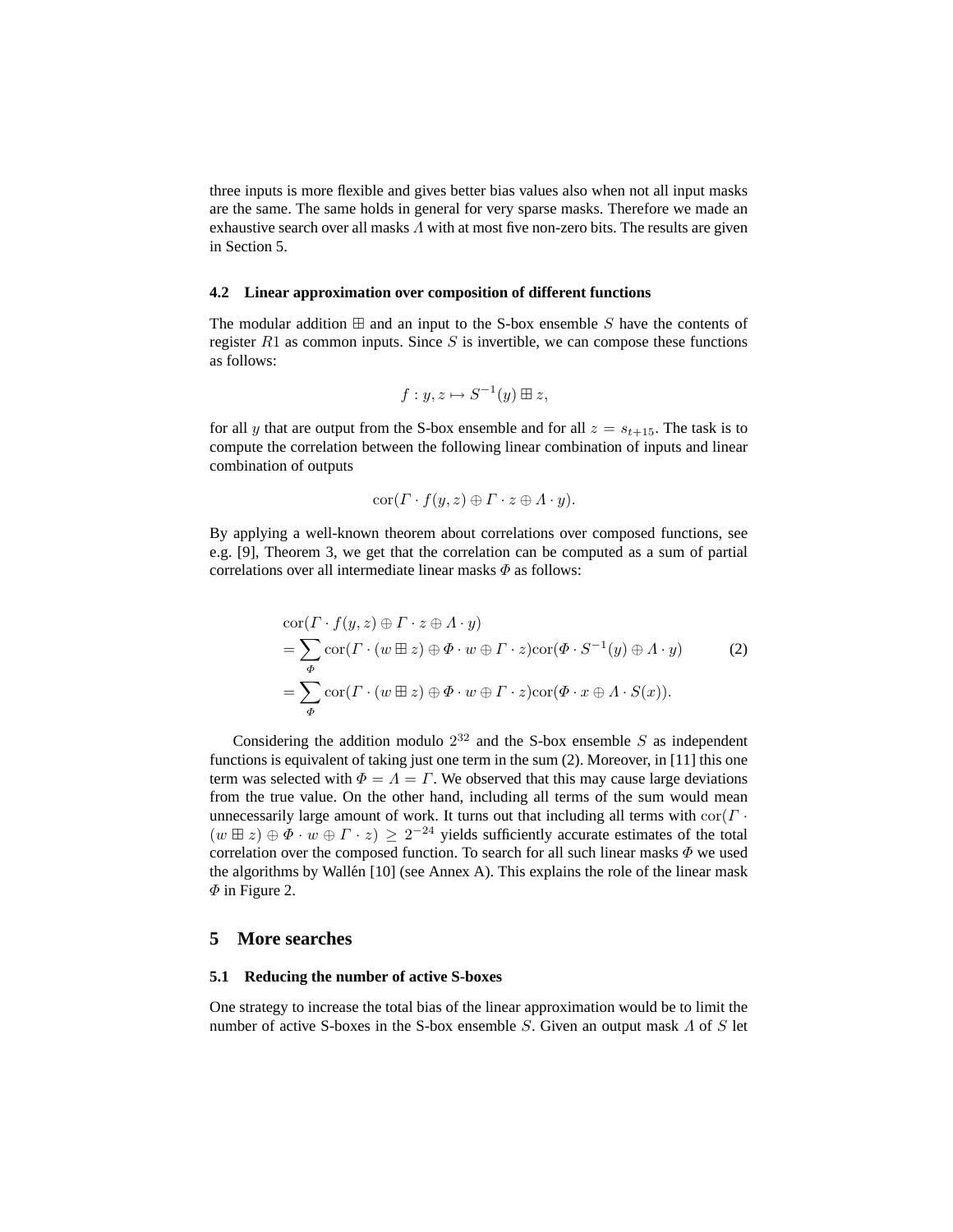three inputs is more flexible and gives better bias values also when not all input masks are the same. The same holds in general for very sparse masks. Therefore we made an exhaustive search over all masks $\Lambda$ with at most five non-zero bits. The results are given in Section 5.

### 4.2 Linear approximation over composition of different functions

The modular addition $\boxplus$ and an input to the S-box ensemble $S$ have the contents of register $R1$ as common inputs. Since $S$ is invertible, we can compose these functions as follows:

$$f : y, z \mapsto S^{-1}(y) \boxplus z,$$

for all $y$ that are output from the S-box ensemble and for all $z = s_{t+15}$. The task is to compute the correlation between the following linear combination of inputs and linear combination of outputs

$$\mathrm{cor}(\Gamma \cdot f(y, z) \oplus \Gamma \cdot z \oplus \Lambda \cdot y).$$

By applying a well-known theorem about correlations over composed functions, see e.g. [9], Theorem 3, we get that the correlation can be computed as a sum of partial correlations over all intermediate linear masks $\Phi$ as follows:

$$\begin{aligned}
&\mathrm{cor}(\Gamma \cdot f(y, z) \oplus \Gamma \cdot z \oplus \Lambda \cdot y) \\
&= \sum_{\Phi} \mathrm{cor}(\Gamma \cdot (w \boxplus z) \oplus \Phi \cdot w \oplus \Gamma \cdot z)\mathrm{cor}(\Phi \cdot S^{-1}(y) \oplus \Lambda \cdot y) \qquad (2) \\
&= \sum_{\Phi} \mathrm{cor}(\Gamma \cdot (w \boxplus z) \oplus \Phi \cdot w \oplus \Gamma \cdot z)\mathrm{cor}(\Phi \cdot x \oplus \Lambda \cdot S(x)).
\end{aligned}$$

Considering the addition modulo $2^{32}$ and the S-box ensemble $S$ as independent functions is equivalent of taking just one term in the sum (2). Moreover, in [11] this one term was selected with $\Phi = \Lambda = \Gamma$. We observed that this may cause large deviations from the true value. On the other hand, including all terms of the sum would mean unnecessarily large amount of work. It turns out that including all terms with $\mathrm{cor}(\Gamma \cdot (w \boxplus z) \oplus \Phi \cdot w \oplus \Gamma \cdot z) \geq 2^{-24}$ yields sufficiently accurate estimates of the total correlation over the composed function. To search for all such linear masks $\Phi$ we used the algorithms by Wallén [10] (see Annex A). This explains the role of the linear mask $\Phi$ in Figure 2.

## 5 More searches

### 5.1 Reducing the number of active S-boxes

One strategy to increase the total bias of the linear approximation would be to limit the number of active S-boxes in the S-box ensemble $S$. Given an output mask $\Lambda$ of $S$ let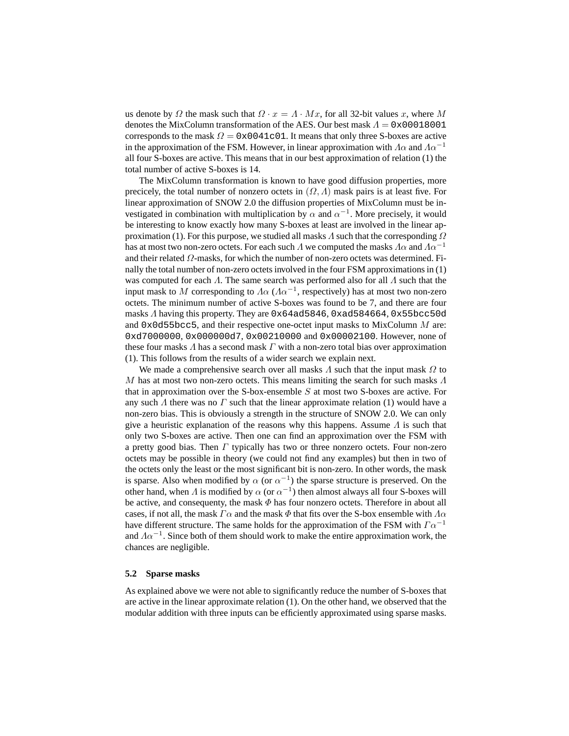us denote by $\Omega$ the mask such that $\Omega \cdot x = \Lambda \cdot Mx$, for all 32-bit values $x$, where $M$ denotes the MixColumn transformation of the AES. Our best mask $\Lambda =$ `0x00018001` corresponds to the mask $\Omega =$ `0x0041c01`. It means that only three S-boxes are active in the approximation of the FSM. However, in linear approximation with $\Lambda\alpha$ and $\Lambda\alpha^{-1}$ all four S-boxes are active. This means that in our best approximation of relation (1) the total number of active S-boxes is 14.

The MixColumn transformation is known to have good diffusion properties, more precicely, the total number of nonzero octets in $(\Omega, \Lambda)$ mask pairs is at least five. For linear approximation of SNOW 2.0 the diffusion properties of MixColumn must be investigated in combination with multiplication by $\alpha$ and $\alpha^{-1}$. More precisely, it would be interesting to know exactly how many S-boxes at least are involved in the linear approximation (1). For this purpose, we studied all masks $\Lambda$ such that the corresponding $\Omega$ has at most two non-zero octets. For each such $\Lambda$ we computed the masks $\Lambda\alpha$ and $\Lambda\alpha^{-1}$ and their related $\Omega$-masks, for which the number of non-zero octets was determined. Finally the total number of non-zero octets involved in the four FSM approximations in (1) was computed for each $\Lambda$. The same search was performed also for all $\Lambda$ such that the input mask to $M$ corresponding to $\Lambda\alpha$ ($\Lambda\alpha^{-1}$, respectively) has at most two non-zero octets. The minimum number of active S-boxes was found to be 7, and there are four masks $\Lambda$ having this property. They are `0x64ad5846`, `0xad584664`, `0x55bcc50d` and `0x0d55bcc5`, and their respective one-octet input masks to MixColumn $M$ are: `0xd7000000`, `0x000000d7`, `0x00210000` and `0x00002100`. However, none of these four masks $\Lambda$ has a second mask $\Gamma$ with a non-zero total bias over approximation (1). This follows from the results of a wider search we explain next.

We made a comprehensive search over all masks $\Lambda$ such that the input mask $\Omega$ to $M$ has at most two non-zero octets. This means limiting the search for such masks $\Lambda$ that in approximation over the S-box-ensemble $S$ at most two S-boxes are active. For any such $\Lambda$ there was no $\Gamma$ such that the linear approximate relation (1) would have a non-zero bias. This is obviously a strength in the structure of SNOW 2.0. We can only give a heuristic explanation of the reasons why this happens. Assume $\Lambda$ is such that only two S-boxes are active. Then one can find an approximation over the FSM with a pretty good bias. Then $\Gamma$ typically has two or three nonzero octets. Four non-zero octets may be possible in theory (we could not find any examples) but then in two of the octets only the least or the most significant bit is non-zero. In other words, the mask is sparse. Also when modified by $\alpha$ (or $\alpha^{-1}$) the sparse structure is preserved. On the other hand, when $\Lambda$ is modified by $\alpha$ (or $\alpha^{-1}$) then almost always all four S-boxes will be active, and consequenty, the mask $\Phi$ has four nonzero octets. Therefore in about all cases, if not all, the mask $\Gamma\alpha$ and the mask $\Phi$ that fits over the S-box ensemble with $\Lambda\alpha$ have different structure. The same holds for the approximation of the FSM with $\Gamma\alpha^{-1}$ and $\Lambda\alpha^{-1}$. Since both of them should work to make the entire approximation work, the chances are negligible.

### 5.2 Sparse masks

As explained above we were not able to significantly reduce the number of S-boxes that are active in the linear approximate relation (1). On the other hand, we observed that the modular addition with three inputs can be efficiently approximated using sparse masks.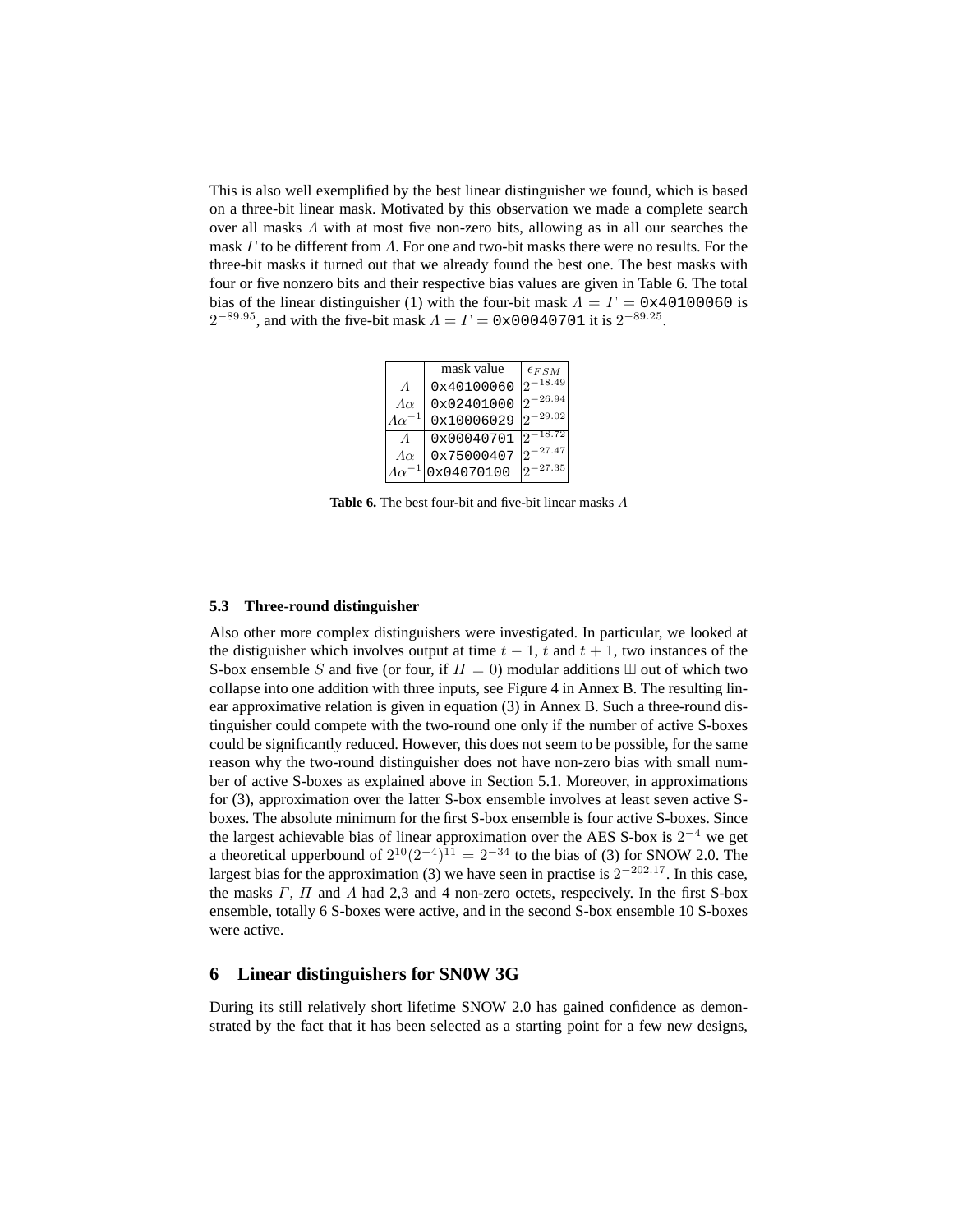This is also well exemplified by the best linear distinguisher we found, which is based on a three-bit linear mask. Motivated by this observation we made a complete search over all masks $\Lambda$ with at most five non-zero bits, allowing as in all our searches the mask $\Gamma$ to be different from $\Lambda$. For one and two-bit masks there were no results. For the three-bit masks it turned out that we already found the best one. The best masks with four or five nonzero bits and their respective bias values are given in Table 6. The total bias of the linear distinguisher (1) with the four-bit mask $\Lambda = \Gamma =$ `0x40100060` is $2^{-89.95}$, and with the five-bit mask $\Lambda = \Gamma =$ `0x00040701` it is $2^{-89.25}$.

| | mask value | $\epsilon_{FSM}$ |
|---|---|---|
| $\Lambda$ | `0x40100060` | $2^{-18.49}$ |
| $\Lambda\alpha$ | `0x02401000` | $2^{-26.94}$ |
| $\Lambda\alpha^{-1}$ | `0x10006029` | $2^{-29.02}$ |
| $\Lambda$ | `0x00040701` | $2^{-18.72}$ |
| $\Lambda\alpha$ | `0x75000407` | $2^{-27.47}$ |
| $\Lambda\alpha^{-1}$ | `0x04070100` | $2^{-27.35}$ |

**Table 6.** The best four-bit and five-bit linear masks $\Lambda$

### 5.3 Three-round distinguisher

Also other more complex distinguishers were investigated. In particular, we looked at the distiguisher which involves output at time $t-1$, $t$ and $t+1$, two instances of the S-box ensemble $S$ and five (or four, if $\Pi = 0$) modular additions $\boxplus$ out of which two collapse into one addition with three inputs, see Figure 4 in Annex B. The resulting linear approximative relation is given in equation (3) in Annex B. Such a three-round distinguisher could compete with the two-round one only if the number of active S-boxes could be significantly reduced. However, this does not seem to be possible, for the same reason why the two-round distinguisher does not have non-zero bias with small number of active S-boxes as explained above in Section 5.1. Moreover, in approximations for (3), approximation over the latter S-box ensemble involves at least seven active S-boxes. The absolute minimum for the first S-box ensemble is four active S-boxes. Since the largest achievable bias of linear approximation over the AES S-box is $2^{-4}$ we get a theoretical upperbound of $2^{10}(2^{-4})^{11} = 2^{-34}$ to the bias of (3) for SNOW 2.0. The largest bias for the approximation (3) we have seen in practise is $2^{-202.17}$. In this case, the masks $\Gamma$, $\Pi$ and $\Lambda$ had 2,3 and 4 non-zero octets, respecively. In the first S-box ensemble, totally 6 S-boxes were active, and in the second S-box ensemble 10 S-boxes were active.

## 6 Linear distinguishers for SN0W 3G

During its still relatively short lifetime SNOW 2.0 has gained confidence as demonstrated by the fact that it has been selected as a starting point for a few new designs,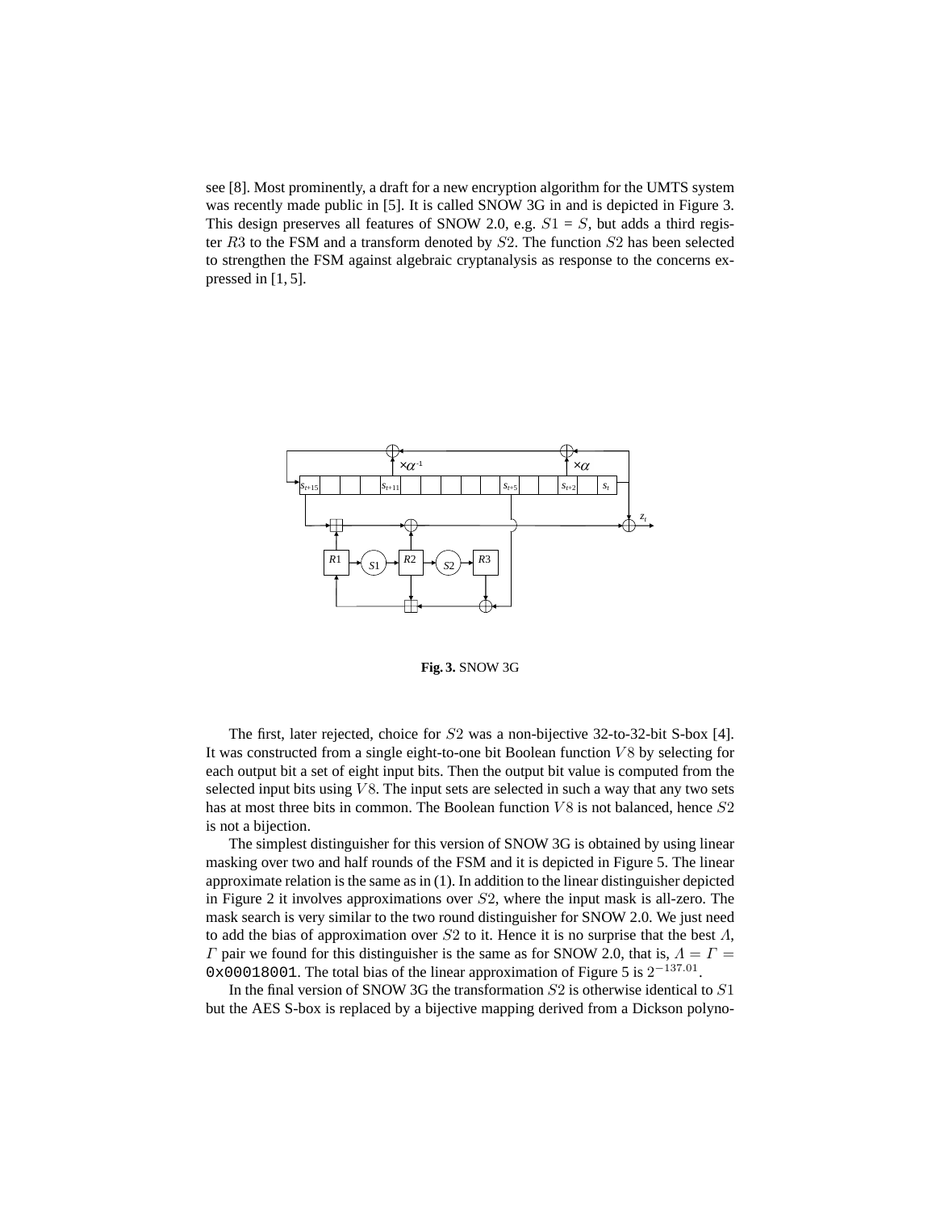see [8]. Most prominently, a draft for a new encryption algorithm for the UMTS system was recently made public in [5]. It is called SNOW 3G in and is depicted in Figure 3. This design preserves all features of SNOW 2.0, e.g. $S1 = S$, but adds a third register $R3$ to the FSM and a transform denoted by $S2$. The function $S2$ has been selected to strengthen the FSM against algebraic cryptanalysis as response to the concerns expressed in [1, 5].

**Fig. 3.** SNOW 3G

The first, later rejected, choice for $S2$ was a non-bijective 32-to-32-bit S-box [4]. It was constructed from a single eight-to-one bit Boolean function $V8$ by selecting for each output bit a set of eight input bits. Then the output bit value is computed from the selected input bits using $V8$. The input sets are selected in such a way that any two sets has at most three bits in common. The Boolean function $V8$ is not balanced, hence $S2$ is not a bijection.

The simplest distinguisher for this version of SNOW 3G is obtained by using linear masking over two and half rounds of the FSM and it is depicted in Figure 5. The linear approximate relation is the same as in (1). In addition to the linear distinguisher depicted in Figure 2 it involves approximations over $S2$, where the input mask is all-zero. The mask search is very similar to the two round distinguisher for SNOW 2.0. We just need to add the bias of approximation over $S2$ to it. Hence it is no surprise that the best $\Lambda$, $\Gamma$ pair we found for this distinguisher is the same as for SNOW 2.0, that is, $\Lambda = \Gamma =$ 0x00018001. The total bias of the linear approximation of Figure 5 is $2^{-137.01}$.

In the final version of SNOW 3G the transformation $S2$ is otherwise identical to $S1$ but the AES S-box is replaced by a bijective mapping derived from a Dickson polyno-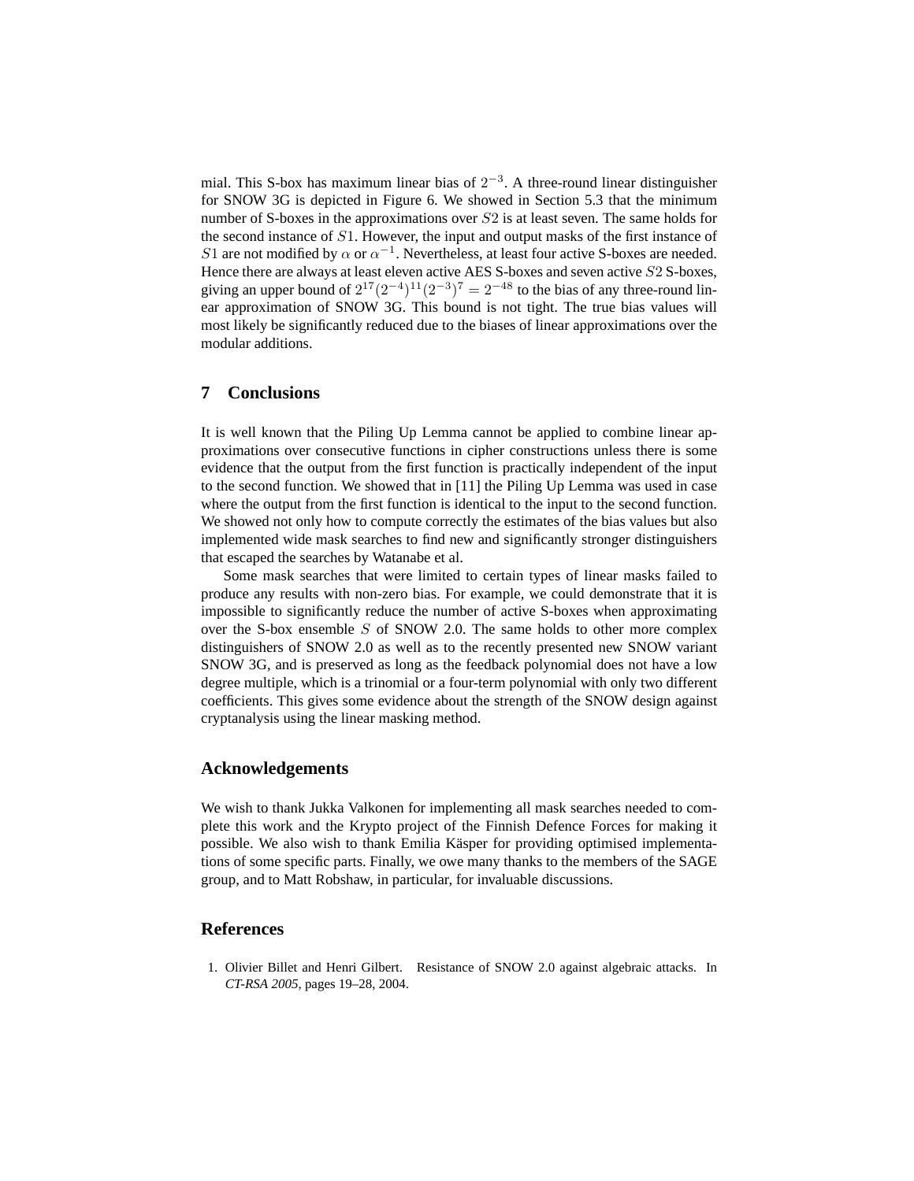mial. This S-box has maximum linear bias of $2^{-3}$. A three-round linear distinguisher for SNOW 3G is depicted in Figure 6. We showed in Section 5.3 that the minimum number of S-boxes in the approximations over $S2$ is at least seven. The same holds for the second instance of $S1$. However, the input and output masks of the first instance of $S1$ are not modified by $\alpha$ or $\alpha^{-1}$. Nevertheless, at least four active S-boxes are needed. Hence there are always at least eleven active AES S-boxes and seven active $S2$ S-boxes, giving an upper bound of $2^{17}(2^{-4})^{11}(2^{-3})^7 = 2^{-48}$ to the bias of any three-round linear approximation of SNOW 3G. This bound is not tight. The true bias values will most likely be significantly reduced due to the biases of linear approximations over the modular additions.

## 7 Conclusions

It is well known that the Piling Up Lemma cannot be applied to combine linear approximations over consecutive functions in cipher constructions unless there is some evidence that the output from the first function is practically independent of the input to the second function. We showed that in [11] the Piling Up Lemma was used in case where the output from the first function is identical to the input to the second function. We showed not only how to compute correctly the estimates of the bias values but also implemented wide mask searches to find new and significantly stronger distinguishers that escaped the searches by Watanabe et al.

Some mask searches that were limited to certain types of linear masks failed to produce any results with non-zero bias. For example, we could demonstrate that it is impossible to significantly reduce the number of active S-boxes when approximating over the S-box ensemble $S$ of SNOW 2.0. The same holds to other more complex distinguishers of SNOW 2.0 as well as to the recently presented new SNOW variant SNOW 3G, and is preserved as long as the feedback polynomial does not have a low degree multiple, which is a trinomial or a four-term polynomial with only two different coefficients. This gives some evidence about the strength of the SNOW design against cryptanalysis using the linear masking method.

## Acknowledgements

We wish to thank Jukka Valkonen for implementing all mask searches needed to complete this work and the Krypto project of the Finnish Defence Forces for making it possible. We also wish to thank Emilia Käsper for providing optimised implementations of some specific parts. Finally, we owe many thanks to the members of the SAGE group, and to Matt Robshaw, in particular, for invaluable discussions.

## References

1. Olivier Billet and Henri Gilbert. Resistance of SNOW 2.0 against algebraic attacks. In *CT-RSA 2005*, pages 19–28, 2004.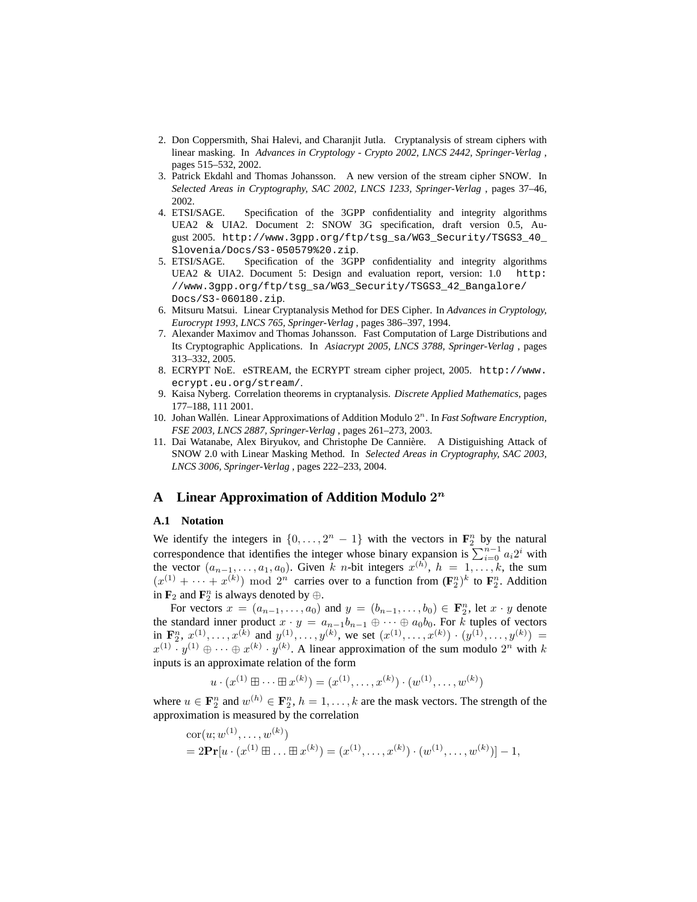2. Don Coppersmith, Shai Halevi, and Charanjit Jutla. Cryptanalysis of stream ciphers with linear masking. In *Advances in Cryptology - Crypto 2002, LNCS 2442, Springer-Verlag* , pages 515–532, 2002.
3. Patrick Ekdahl and Thomas Johansson. A new version of the stream cipher SNOW. In *Selected Areas in Cryptography, SAC 2002, LNCS 1233, Springer-Verlag* , pages 37–46, 2002.
4. ETSI/SAGE. Specification of the 3GPP confidentiality and integrity algorithms UEA2 & UIA2. Document 2: SNOW 3G specification, draft version 0.5, August 2005. `http://www.3gpp.org/ftp/tsg_sa/WG3_Security/TSGS3_40_Slovenia/Docs/S3-050579%20.zip`.
5. ETSI/SAGE. Specification of the 3GPP confidentiality and integrity algorithms UEA2 & UIA2. Document 5: Design and evaluation report, version: 1.0 `http://www.3gpp.org/ftp/tsg_sa/WG3_Security/TSGS3_42_Bangalore/Docs/S3-060180.zip`.
6. Mitsuru Matsui. Linear Cryptanalysis Method for DES Cipher. In *Advances in Cryptology, Eurocrypt 1993, LNCS 765, Springer-Verlag* , pages 386–397, 1994.
7. Alexander Maximov and Thomas Johansson. Fast Computation of Large Distributions and Its Cryptographic Applications. In *Asiacrypt 2005, LNCS 3788, Springer-Verlag* , pages 313–332, 2005.
8. ECRYPT NoE. eSTREAM, the ECRYPT stream cipher project, 2005. `http://www.ecrypt.eu.org/stream/`.
9. Kaisa Nyberg. Correlation theorems in cryptanalysis. *Discrete Applied Mathematics*, pages 177–188, 111 2001.
10. Johan Wallén. Linear Approximations of Addition Modulo $2^n$. In *Fast Software Encryption, FSE 2003, LNCS 2887, Springer-Verlag* , pages 261–273, 2003.
11. Dai Watanabe, Alex Biryukov, and Christophe De Cannière. A Distiguishing Attack of SNOW 2.0 with Linear Masking Method. In *Selected Areas in Cryptography, SAC 2003, LNCS 3006, Springer-Verlag* , pages 222–233, 2004.

## A Linear Approximation of Addition Modulo $2^n$

### A.1 Notation

We identify the integers in $\{0, \ldots, 2^n - 1\}$ with the vectors in $\mathbf{F}_2^n$ by the natural correspondence that identifies the integer whose binary expansion is $\sum_{i=0}^{n-1} a_i 2^i$ with the vector $(a_{n-1}, \ldots, a_1, a_0)$. Given $k$ $n$-bit integers $x^{(h)}$, $h = 1, \ldots, k$, the sum $(x^{(1)} + \cdots + x^{(k)}) \bmod 2^n$ carries over to a function from $(\mathbf{F}_2^n)^k$ to $\mathbf{F}_2^n$. Addition in $\mathbf{F}_2$ and $\mathbf{F}_2^n$ is always denoted by $\oplus$.

For vectors $x = (a_{n-1}, \ldots, a_0)$ and $y = (b_{n-1}, \ldots, b_0) \in \mathbf{F}_2^n$, let $x \cdot y$ denote the standard inner product $x \cdot y = a_{n-1}b_{n-1} \oplus \cdots \oplus a_0 b_0$. For $k$ tuples of vectors in $\mathbf{F}_2^n$, $x^{(1)}, \ldots, x^{(k)}$ and $y^{(1)}, \ldots, y^{(k)}$, we set $(x^{(1)}, \ldots, x^{(k)}) \cdot (y^{(1)}, \ldots, y^{(k)}) = x^{(1)} \cdot y^{(1)} \oplus \cdots \oplus x^{(k)} \cdot y^{(k)}$. A linear approximation of the sum modulo $2^n$ with $k$ inputs is an approximate relation of the form

$$u \cdot (x^{(1)} \boxplus \cdots \boxplus x^{(k)}) = (x^{(1)}, \ldots, x^{(k)}) \cdot (w^{(1)}, \ldots, w^{(k)})$$

where $u \in \mathbf{F}_2^n$ and $w^{(h)} \in \mathbf{F}_2^n$, $h = 1, \ldots, k$ are the mask vectors. The strength of the approximation is measured by the correlation

$$\begin{aligned}
&\mathrm{cor}(u; w^{(1)}, \ldots, w^{(k)}) \\
&= 2\mathbf{Pr}[u \cdot (x^{(1)} \boxplus \ldots \boxplus x^{(k)}) = (x^{(1)}, \ldots, x^{(k)}) \cdot (w^{(1)}, \ldots, w^{(k)})] - 1,
\end{aligned}$$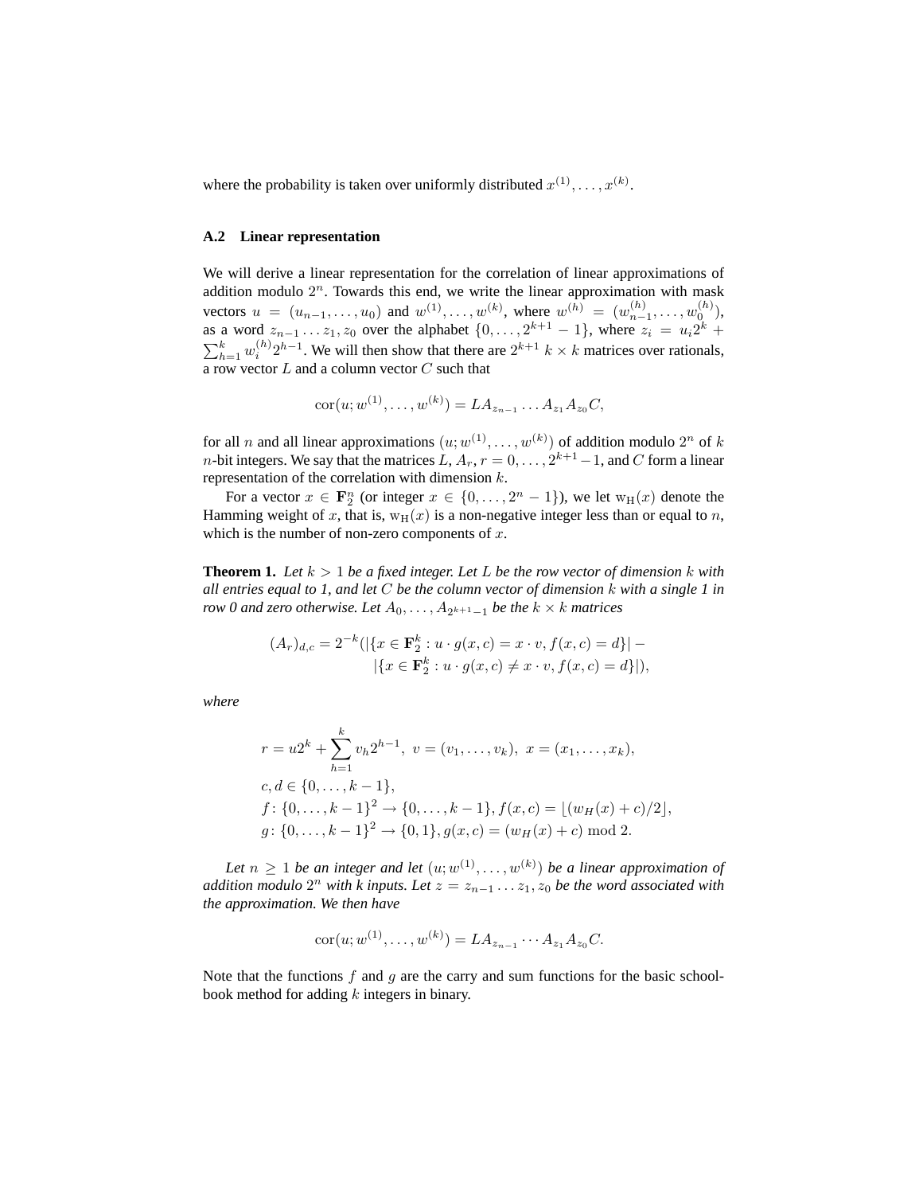where the probability is taken over uniformly distributed $x^{(1)}, \ldots, x^{(k)}$.

### A.2 Linear representation

We will derive a linear representation for the correlation of linear approximations of addition modulo $2^n$. Towards this end, we write the linear approximation with mask vectors $u = (u_{n-1}, \ldots, u_0)$ and $w^{(1)}, \ldots, w^{(k)}$, where $w^{(h)} = (w^{(h)}_{n-1}, \ldots, w^{(h)}_0)$, as a word $z_{n-1} \ldots z_1, z_0$ over the alphabet $\{0, \ldots, 2^{k+1} - 1\}$, where $z_i = u_i 2^k + \sum_{h=1}^{k} w^{(h)}_i 2^{h-1}$. We will then show that there are $2^{k+1}$ $k \times k$ matrices over rationals, a row vector $L$ and a column vector $C$ such that

$$\operatorname{cor}(u; w^{(1)}, \ldots, w^{(k)}) = L A_{z_{n-1}} \ldots A_{z_1} A_{z_0} C,$$

for all $n$ and all linear approximations $(u; w^{(1)}, \ldots, w^{(k)})$ of addition modulo $2^n$ of $k$ $n$-bit integers. We say that the matrices $L$, $A_r$, $r = 0, \ldots, 2^{k+1} - 1$, and $C$ form a linear representation of the correlation with dimension $k$.

For a vector $x \in \mathbf{F}_2^n$ (or integer $x \in \{0, \ldots, 2^n - 1\}$), we let $\mathrm{w_H}(x)$ denote the Hamming weight of $x$, that is, $\mathrm{w_H}(x)$ is a non-negative integer less than or equal to $n$, which is the number of non-zero components of $x$.

**Theorem 1.** *Let $k > 1$ be a fixed integer. Let $L$ be the row vector of dimension $k$ with all entries equal to 1, and let $C$ be the column vector of dimension $k$ with a single 1 in row 0 and zero otherwise. Let $A_0, \ldots, A_{2^{k+1}-1}$ be the $k \times k$ matrices*

$$(A_r)_{d,c} = 2^{-k}(|\{x \in \mathbf{F}_2^k : u \cdot g(x, c) = x \cdot v, f(x, c) = d\}| - |\{x \in \mathbf{F}_2^k : u \cdot g(x, c) \neq x \cdot v, f(x, c) = d\}|),$$

*where*

$$\begin{aligned}
&r = u 2^k + \sum_{h=1}^{k} v_h 2^{h-1},\ v = (v_1, \ldots, v_k),\ x = (x_1, \ldots, x_k),\\
&c, d \in \{0, \ldots, k-1\},\\
&f \colon \{0, \ldots, k-1\}^2 \to \{0, \ldots, k-1\}, f(x, c) = \lfloor (w_H(x) + c)/2 \rfloor,\\
&g \colon \{0, \ldots, k-1\}^2 \to \{0, 1\}, g(x, c) = (w_H(x) + c) \bmod 2.
\end{aligned}$$

*Let $n \geq 1$ be an integer and let $(u; w^{(1)}, \ldots, w^{(k)})$ be a linear approximation of addition modulo $2^n$ with $k$ inputs. Let $z = z_{n-1} \ldots z_1, z_0$ be the word associated with the approximation. We then have*

$$\operatorname{cor}(u; w^{(1)}, \ldots, w^{(k)}) = L A_{z_{n-1}} \cdots A_{z_1} A_{z_0} C.$$

Note that the functions $f$ and $g$ are the carry and sum functions for the basic schoolbook method for adding $k$ integers in binary.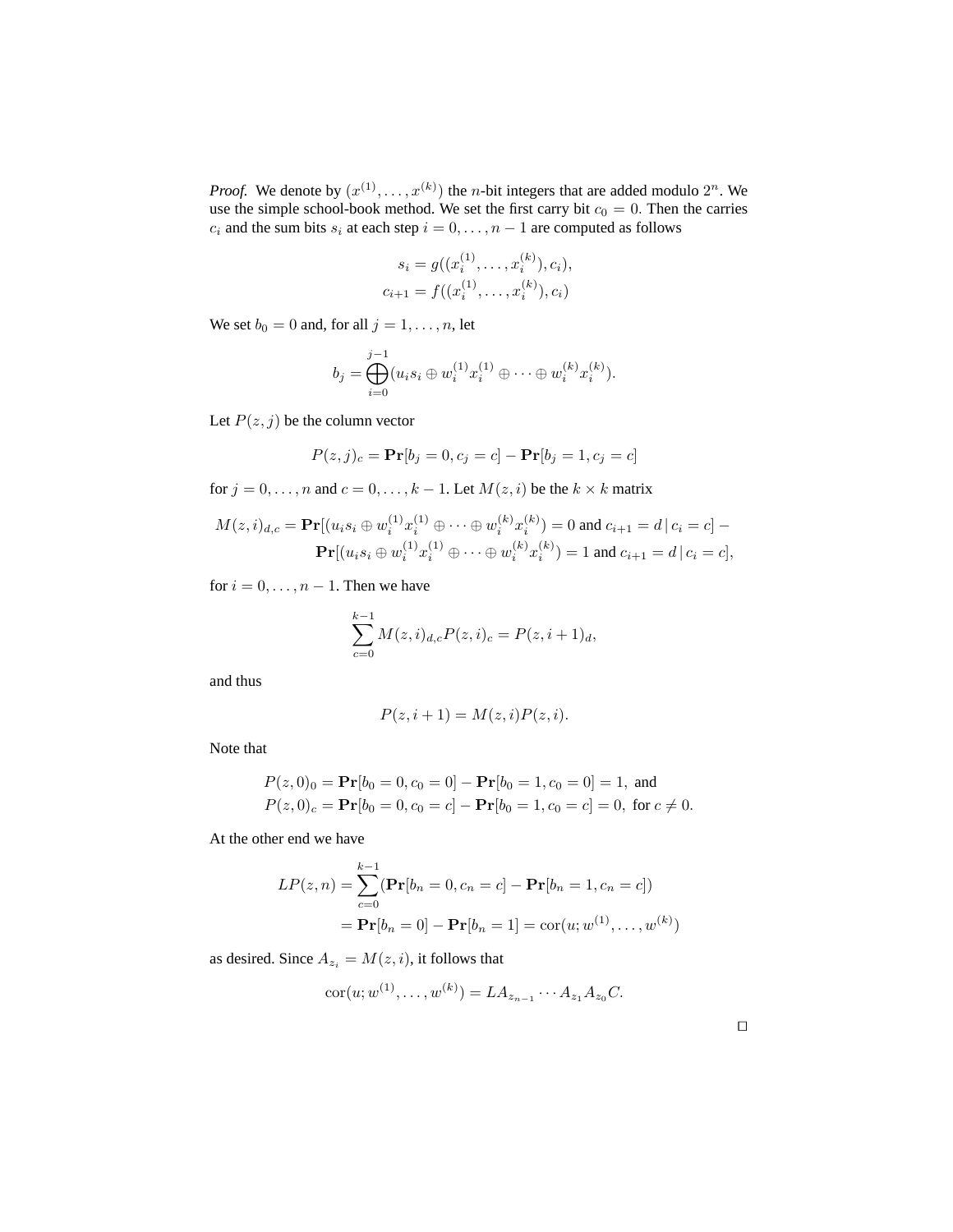*Proof.* We denote by $(x^{(1)}, \dots, x^{(k)})$ the $n$-bit integers that are added modulo $2^n$. We use the simple school-book method. We set the first carry bit $c_0 = 0$. Then the carries $c_i$ and the sum bits $s_i$ at each step $i = 0, \dots, n-1$ are computed as follows

$$
\begin{aligned}
s_i &= g((x_i^{(1)}, \dots, x_i^{(k)}), c_i), \\
c_{i+1} &= f((x_i^{(1)}, \dots, x_i^{(k)}), c_i)
\end{aligned}
$$

We set $b_0 = 0$ and, for all $j = 1, \dots, n$, let

$$
b_j = \bigoplus_{i=0}^{j-1} (u_i s_i \oplus w_i^{(1)} x_i^{(1)} \oplus \cdots \oplus w_i^{(k)} x_i^{(k)}).
$$

Let $P(z, j)$ be the column vector

$$
P(z, j)_c = \mathbf{Pr}[b_j = 0, c_j = c] - \mathbf{Pr}[b_j = 1, c_j = c]
$$

for $j = 0, \dots, n$ and $c = 0, \dots, k-1$. Let $M(z, i)$ be the $k \times k$ matrix

$$
\begin{aligned}
M(z, i)_{d,c} = \mathbf{Pr}[(u_i s_i \oplus w_i^{(1)} x_i^{(1)} \oplus \cdots \oplus w_i^{(k)} x_i^{(k)}) = 0 \text{ and } c_{i+1} = d \,|\, c_i = c] - \\
\mathbf{Pr}[(u_i s_i \oplus w_i^{(1)} x_i^{(1)} \oplus \cdots \oplus w_i^{(k)} x_i^{(k)}) = 1 \text{ and } c_{i+1} = d \,|\, c_i = c],
\end{aligned}
$$

for $i = 0, \dots, n-1$. Then we have

$$
\sum_{c=0}^{k-1} M(z, i)_{d,c} P(z, i)_c = P(z, i+1)_d,
$$

and thus

$$
P(z, i+1) = M(z, i) P(z, i).
$$

Note that

$$
\begin{aligned}
P(z, 0)_0 &= \mathbf{Pr}[b_0 = 0, c_0 = 0] - \mathbf{Pr}[b_0 = 1, c_0 = 0] = 1, \text{ and} \\
P(z, 0)_c &= \mathbf{Pr}[b_0 = 0, c_0 = c] - \mathbf{Pr}[b_0 = 1, c_0 = c] = 0, \text{ for } c \neq 0.
\end{aligned}
$$

At the other end we have

$$
\begin{aligned}
LP(z, n) &= \sum_{c=0}^{k-1} (\mathbf{Pr}[b_n = 0, c_n = c] - \mathbf{Pr}[b_n = 1, c_n = c]) \\
&= \mathbf{Pr}[b_n = 0] - \mathbf{Pr}[b_n = 1] = \mathrm{cor}(u; w^{(1)}, \dots, w^{(k)})
\end{aligned}
$$

as desired. Since $A_{z_i} = M(z, i)$, it follows that

$$
\mathrm{cor}(u; w^{(1)}, \dots, w^{(k)}) = L A_{z_{n-1}} \cdots A_{z_1} A_{z_0} C.
$$

$\square$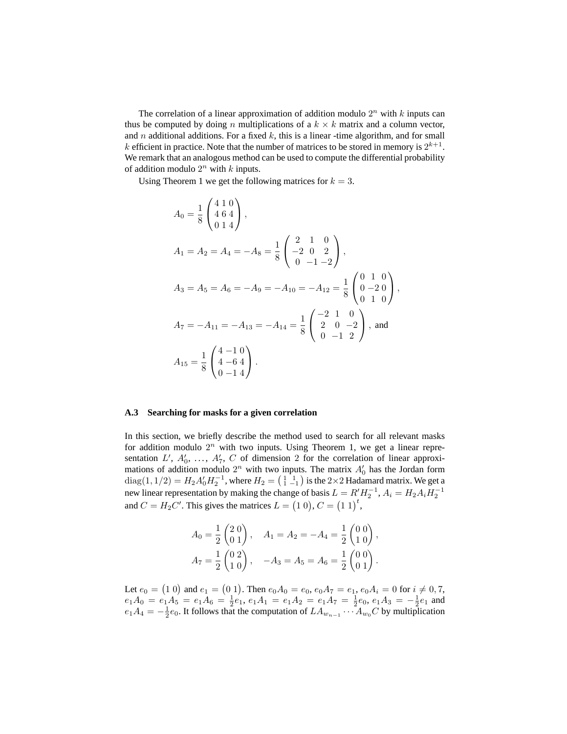The correlation of a linear approximation of addition modulo $2^n$ with $k$ inputs can thus be computed by doing $n$ multiplications of a $k \times k$ matrix and a column vector, and $n$ additional additions. For a fixed $k$, this is a linear -time algorithm, and for small $k$ efficient in practice. Note that the number of matrices to be stored in memory is $2^{k+1}$. We remark that an analogous method can be used to compute the differential probability of addition modulo $2^n$ with $k$ inputs.

Using Theorem 1 we get the following matrices for $k = 3$.

$$A_0 = \frac{1}{8}\begin{pmatrix} 4 & 1 & 0 \\ 4 & 6 & 4 \\ 0 & 1 & 4 \end{pmatrix},$$

$$A_1 = A_2 = A_4 = -A_8 = \frac{1}{8}\begin{pmatrix} 2 & 1 & 0 \\ -2 & 0 & 2 \\ 0 & -1 & -2 \end{pmatrix},$$

$$A_3 = A_5 = A_6 = -A_9 = -A_{10} = -A_{12} = \frac{1}{8}\begin{pmatrix} 0 & 1 & 0 \\ 0 & -2 & 0 \\ 0 & 1 & 0 \end{pmatrix},$$

$$A_7 = -A_{11} = -A_{13} = -A_{14} = \frac{1}{8}\begin{pmatrix} -2 & 1 & 0 \\ 2 & 0 & -2 \\ 0 & -1 & 2 \end{pmatrix}, \text{ and}$$

$$A_{15} = \frac{1}{8}\begin{pmatrix} 4 & -1 & 0 \\ 4 & -6 & 4 \\ 0 & -1 & 4 \end{pmatrix}.$$

### A.3 Searching for masks for a given correlation

In this section, we briefly describe the method used to search for all relevant masks for addition modulo $2^n$ with two inputs. Using Theorem 1, we get a linear representation $L'$, $A'_0$, $\ldots$, $A'_7$, $C$ of dimension 2 for the correlation of linear approximations of addition modulo $2^n$ with two inputs. The matrix $A'_0$ has the Jordan form $\mathrm{diag}(1, 1/2) = H_2 A'_0 H_2^{-1}$, where $H_2 = \left(\begin{smallmatrix} 1 & 1 \\ 1 & -1 \end{smallmatrix}\right)$ is the $2 \times 2$ Hadamard matrix. We get a new linear representation by making the change of basis $L = R' H_2^{-1}$, $A_i = H_2 A_i H_2^{-1}$ and $C = H_2 C'$. This gives the matrices $L = \begin{pmatrix} 1 & 0 \end{pmatrix}$, $C = \begin{pmatrix} 1 & 1 \end{pmatrix}^t$,

$$A_0 = \frac{1}{2}\begin{pmatrix} 2 & 0 \\ 0 & 1 \end{pmatrix}, \quad A_1 = A_2 = -A_4 = \frac{1}{2}\begin{pmatrix} 0 & 0 \\ 1 & 0 \end{pmatrix},$$

$$A_7 = \frac{1}{2}\begin{pmatrix} 0 & 2 \\ 1 & 0 \end{pmatrix}, \quad -A_3 = A_5 = A_6 = \frac{1}{2}\begin{pmatrix} 0 & 0 \\ 0 & 1 \end{pmatrix}.$$

Let $e_0 = \begin{pmatrix} 1 & 0 \end{pmatrix}$ and $e_1 = \begin{pmatrix} 0 & 1 \end{pmatrix}$. Then $e_0 A_0 = e_0$, $e_0 A_7 = e_1$, $e_0 A_i = 0$ for $i \neq 0, 7$, $e_1 A_0 = e_1 A_5 = e_1 A_6 = \frac{1}{2} e_1$, $e_1 A_1 = e_1 A_2 = e_1 A_7 = \frac{1}{2} e_0$, $e_1 A_3 = -\frac{1}{2} e_1$ and $e_1 A_4 = -\frac{1}{2} e_0$. It follows that the computation of $L A_{w_{n-1}} \cdots A_{w_0} C$ by multiplication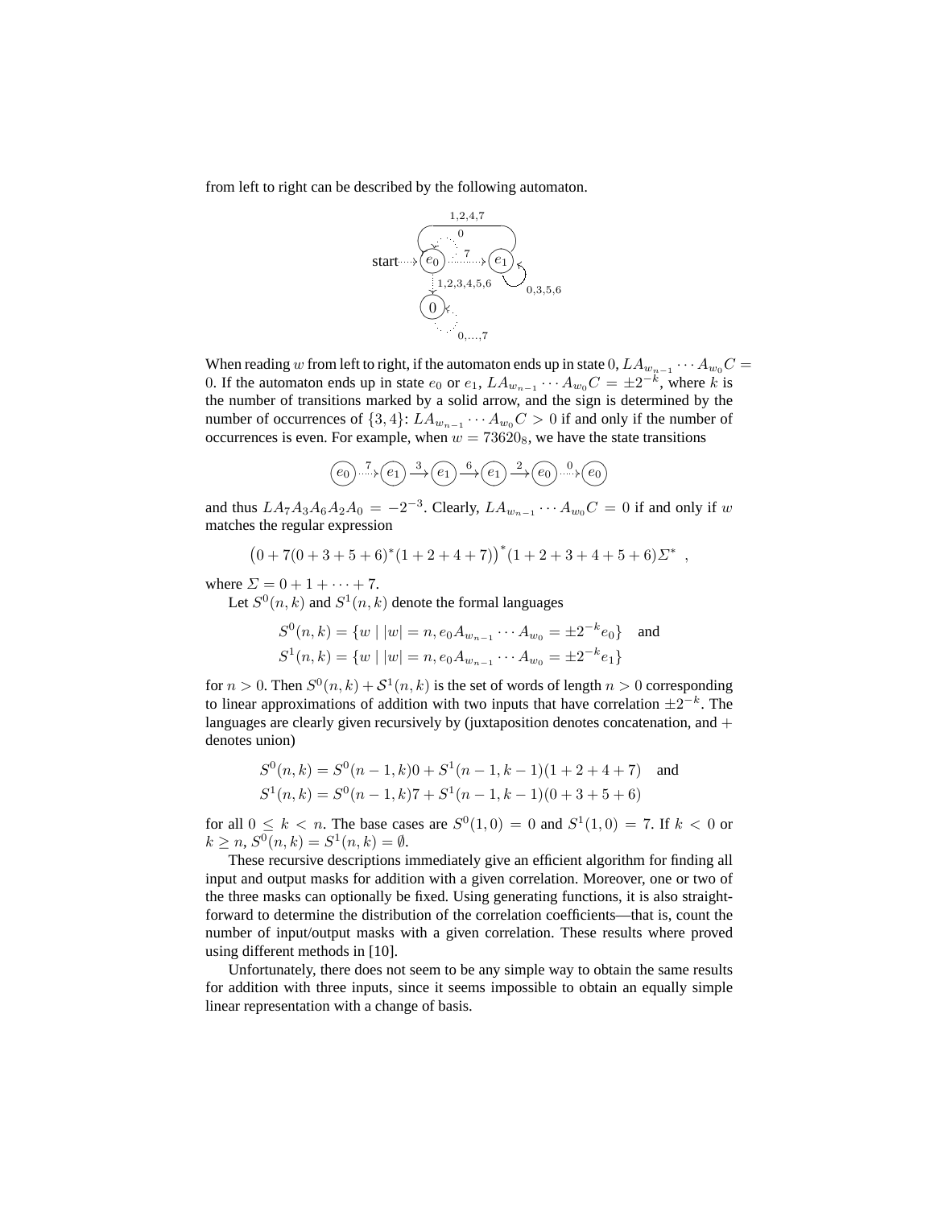from left to right can be described by the following automaton.

When reading $w$ from left to right, if the automaton ends up in state $0$, $LA_{w_{n-1}} \cdots A_{w_0} C = 0$. If the automaton ends up in state $e_0$ or $e_1$, $LA_{w_{n-1}} \cdots A_{w_0} C = \pm 2^{-k}$, where $k$ is the number of transitions marked by a solid arrow, and the sign is determined by the number of occurrences of $\{3, 4\}$: $LA_{w_{n-1}} \cdots A_{w_0} C > 0$ if and only if the number of occurrences is even. For example, when $w = 73620_8$, we have the state transitions

$$e_0 \xrightarrow{7} e_1 \xrightarrow{3} e_1 \xrightarrow{6} e_1 \xrightarrow{2} e_0 \xrightarrow{0} e_0$$

and thus $LA_7 A_3 A_6 A_2 A_0 = -2^{-3}$. Clearly, $LA_{w_{n-1}} \cdots A_{w_0} C = 0$ if and only if $w$ matches the regular expression

$$\big(0 + 7(0 + 3 + 5 + 6)^*(1 + 2 + 4 + 7)\big)^*(1 + 2 + 3 + 4 + 5 + 6)\Sigma^* \ ,$$

where $\Sigma = 0 + 1 + \cdots + 7$.

Let $S^0(n, k)$ and $S^1(n, k)$ denote the formal languages

$$S^0(n, k) = \{w \mid |w| = n, e_0 A_{w_{n-1}} \cdots A_{w_0} = \pm 2^{-k} e_0\} \quad \text{and}$$
$$S^1(n, k) = \{w \mid |w| = n, e_0 A_{w_{n-1}} \cdots A_{w_0} = \pm 2^{-k} e_1\}$$

for $n > 0$. Then $S^0(n, k) + \mathcal{S}^1(n, k)$ is the set of words of length $n > 0$ corresponding to linear approximations of addition with two inputs that have correlation $\pm 2^{-k}$. The languages are clearly given recursively by (juxtaposition denotes concatenation, and $+$ denotes union)

$$S^0(n, k) = S^0(n - 1, k)0 + S^1(n - 1, k - 1)(1 + 2 + 4 + 7) \quad \text{and}$$
$$S^1(n, k) = S^0(n - 1, k)7 + S^1(n - 1, k - 1)(0 + 3 + 5 + 6)$$

for all $0 \leq k < n$. The base cases are $S^0(1, 0) = 0$ and $S^1(1, 0) = 7$. If $k < 0$ or $k \geq n$, $S^0(n, k) = S^1(n, k) = \emptyset$.

These recursive descriptions immediately give an efficient algorithm for finding all input and output masks for addition with a given correlation. Moreover, one or two of the three masks can optionally be fixed. Using generating functions, it is also straightforward to determine the distribution of the correlation coefficients—that is, count the number of input/output masks with a given correlation. These results where proved using different methods in [10].

Unfortunately, there does not seem to be any simple way to obtain the same results for addition with three inputs, since it seems impossible to obtain an equally simple linear representation with a change of basis.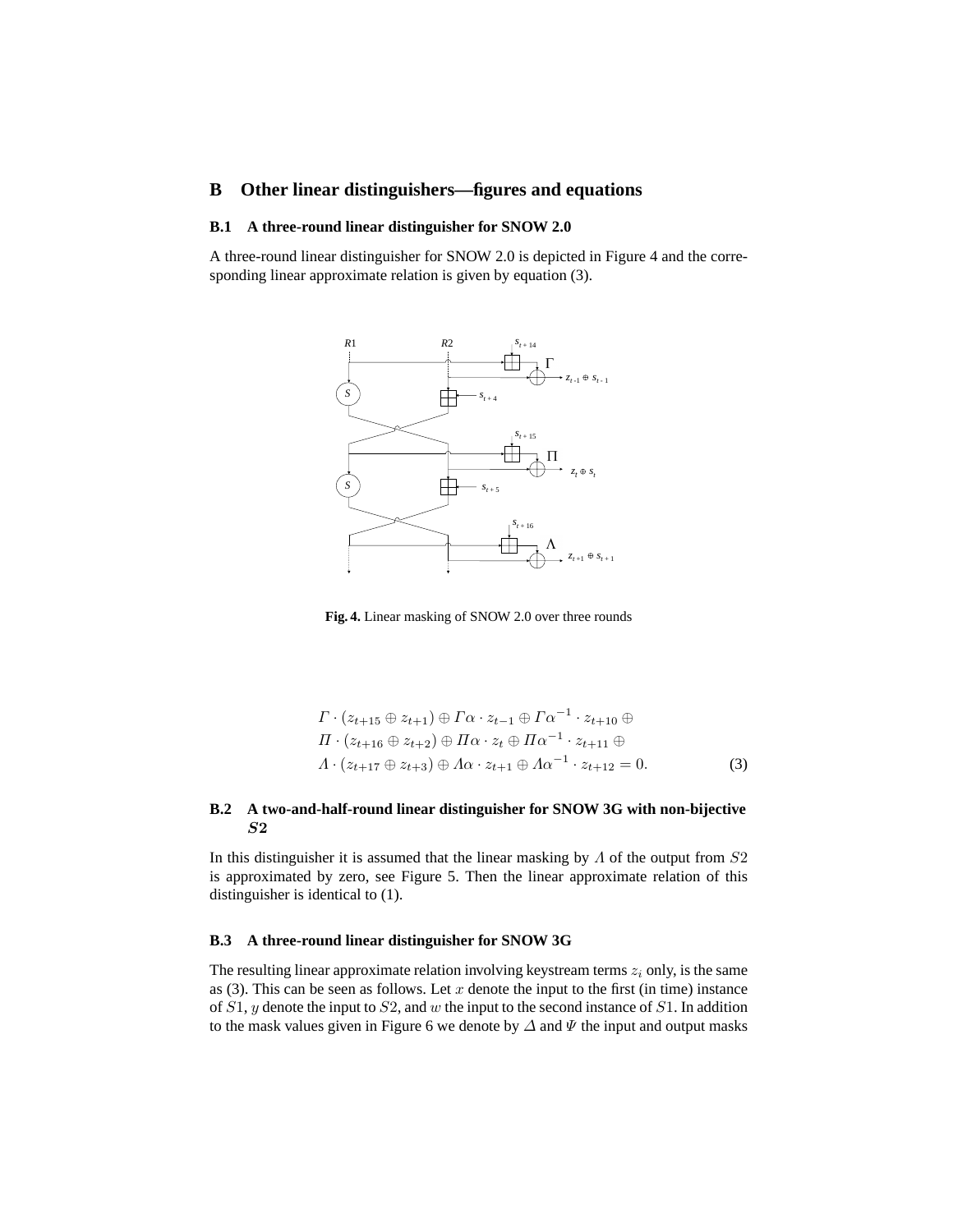## B Other linear distinguishers—figures and equations

### B.1 A three-round linear distinguisher for SNOW 2.0

A three-round linear distinguisher for SNOW 2.0 is depicted in Figure 4 and the corresponding linear approximate relation is given by equation (3).

**Fig. 4.** Linear masking of SNOW 2.0 over three rounds

$$
\begin{aligned}
&\Gamma \cdot (z_{t+15} \oplus z_{t+1}) \oplus \Gamma\alpha \cdot z_{t-1} \oplus \Gamma\alpha^{-1} \cdot z_{t+10} \oplus \\
&\Pi \cdot (z_{t+16} \oplus z_{t+2}) \oplus \Pi\alpha \cdot z_t \oplus \Pi\alpha^{-1} \cdot z_{t+11} \oplus \\
&\Lambda \cdot (z_{t+17} \oplus z_{t+3}) \oplus \Lambda\alpha \cdot z_{t+1} \oplus \Lambda\alpha^{-1} \cdot z_{t+12} = 0. \qquad (3)
\end{aligned}
$$

### B.2 A two-and-half-round linear distinguisher for SNOW 3G with non-bijective *S*2

In this distinguisher it is assumed that the linear masking by $\Lambda$ of the output from $S2$ is approximated by zero, see Figure 5. Then the linear approximate relation of this distinguisher is identical to (1).

### B.3 A three-round linear distinguisher for SNOW 3G

The resulting linear approximate relation involving keystream terms $z_i$ only, is the same as (3). This can be seen as follows. Let $x$ denote the input to the first (in time) instance of $S1$, $y$ denote the input to $S2$, and $w$ the input to the second instance of $S1$. In addition to the mask values given in Figure 6 we denote by $\Delta$ and $\Psi$ the input and output masks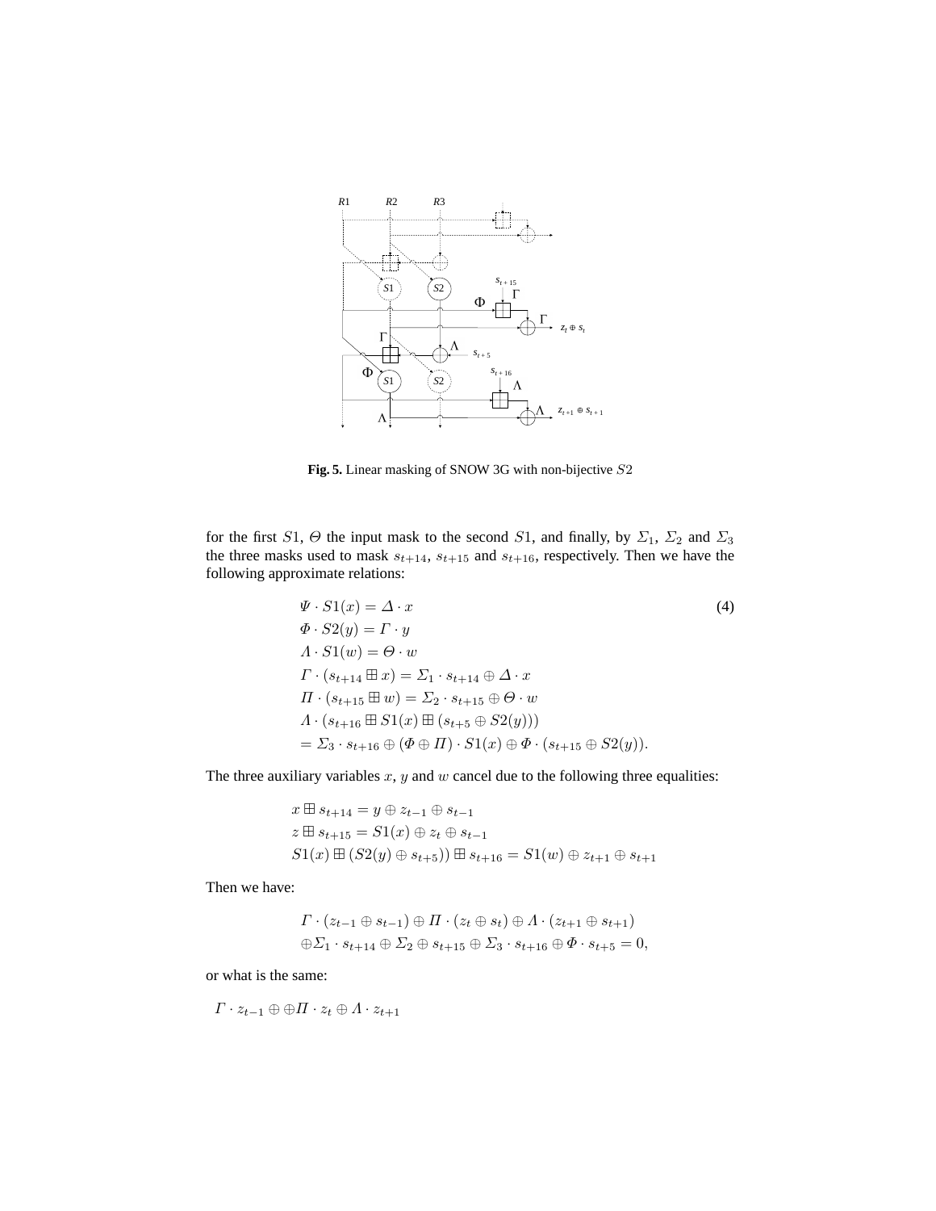**Fig. 5.** Linear masking of SNOW 3G with non-bijective $S2$

for the first $S1$, $\Theta$ the input mask to the second $S1$, and finally, by $\Sigma_1$, $\Sigma_2$ and $\Sigma_3$ the three masks used to mask $s_{t+14}$, $s_{t+15}$ and $s_{t+16}$, respectively. Then we have the following approximate relations:

$$
\begin{aligned}
&\Psi \cdot S1(x) = \Delta \cdot x \qquad (4)\\
&\Phi \cdot S2(y) = \Gamma \cdot y\\
&\Lambda \cdot S1(w) = \Theta \cdot w\\
&\Gamma \cdot (s_{t+14} \boxplus x) = \Sigma_1 \cdot s_{t+14} \oplus \Delta \cdot x\\
&\Pi \cdot (s_{t+15} \boxplus w) = \Sigma_2 \cdot s_{t+15} \oplus \Theta \cdot w\\
&\Lambda \cdot (s_{t+16} \boxplus S1(x) \boxplus (s_{t+5} \oplus S2(y)))\\
&= \Sigma_3 \cdot s_{t+16} \oplus (\Phi \oplus \Pi) \cdot S1(x) \oplus \Phi \cdot (s_{t+15} \oplus S2(y)).
\end{aligned}
$$

The three auxiliary variables $x$, $y$ and $w$ cancel due to the following three equalities:

$$
\begin{aligned}
&x \boxplus s_{t+14} = y \oplus z_{t-1} \oplus s_{t-1}\\
&z \boxplus s_{t+15} = S1(x) \oplus z_t \oplus s_{t-1}\\
&S1(x) \boxplus (S2(y) \oplus s_{t+5})) \boxplus s_{t+16} = S1(w) \oplus z_{t+1} \oplus s_{t+1}
\end{aligned}
$$

Then we have:

$$
\begin{aligned}
&\Gamma \cdot (z_{t-1} \oplus s_{t-1}) \oplus \Pi \cdot (z_t \oplus s_t) \oplus \Lambda \cdot (z_{t+1} \oplus s_{t+1})\\
&\oplus \Sigma_1 \cdot s_{t+14} \oplus \Sigma_2 \oplus s_{t+15} \oplus \Sigma_3 \cdot s_{t+16} \oplus \Phi \cdot s_{t+5} = 0,
\end{aligned}
$$

or what is the same:

$$\Gamma \cdot z_{t-1} \oplus \oplus \Pi \cdot z_t \oplus \Lambda \cdot z_{t+1}$$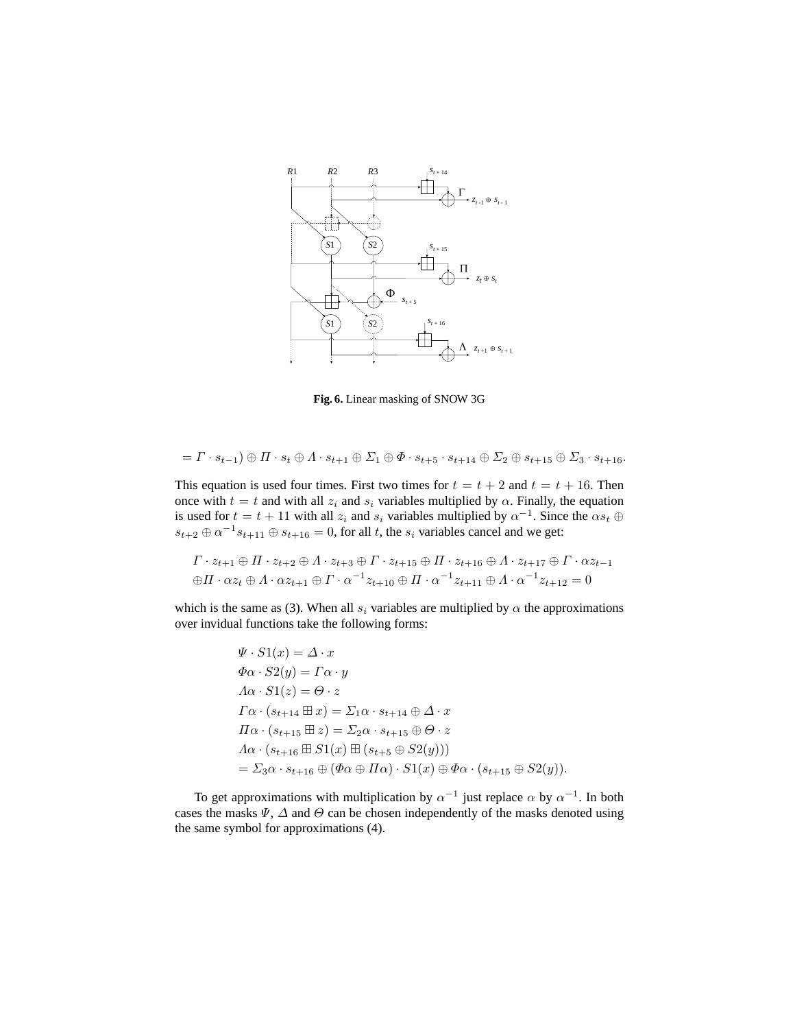R1 R2 R3 $s_{t+14}$ Γ $z_{t-1} \oplus s_{t-1}$ S1 S2 $s_{t+15}$ Π $z_t \oplus s_t$ Φ $s_{t+5}$ S1 S2 $s_{t+16}$ Λ $z_{t+1} \oplus s_{t+1}$

**Fig. 6.** Linear masking of SNOW 3G

$$= \Gamma \cdot s_{t-1}) \oplus \Pi \cdot s_t \oplus \Lambda \cdot s_{t+1} \oplus \Sigma_1 \oplus \Phi \cdot s_{t+5} \cdot s_{t+14} \oplus \Sigma_2 \oplus s_{t+15} \oplus \Sigma_3 \cdot s_{t+16}.$$

This equation is used four times. First two times for $t = t + 2$ and $t = t + 16$. Then once with $t = t$ and with all $z_i$ and $s_i$ variables multiplied by $\alpha$. Finally, the equation is used for $t = t + 11$ with all $z_i$ and $s_i$ variables multiplied by $\alpha^{-1}$. Since the $\alpha s_t \oplus s_{t+2} \oplus \alpha^{-1} s_{t+11} \oplus s_{t+16} = 0$, for all $t$, the $s_i$ variables cancel and we get:

$$\Gamma \cdot z_{t+1} \oplus \Pi \cdot z_{t+2} \oplus \Lambda \cdot z_{t+3} \oplus \Gamma \cdot z_{t+15} \oplus \Pi \cdot z_{t+16} \oplus \Lambda \cdot z_{t+17} \oplus \Gamma \cdot \alpha z_{t-1}$$
$$\oplus \Pi \cdot \alpha z_t \oplus \Lambda \cdot \alpha z_{t+1} \oplus \Gamma \cdot \alpha^{-1} z_{t+10} \oplus \Pi \cdot \alpha^{-1} z_{t+11} \oplus \Lambda \cdot \alpha^{-1} z_{t+12} = 0$$

which is the same as (3). When all $s_i$ variables are multiplied by $\alpha$ the approximations over invidual functions take the following forms:

$$\begin{aligned}
&\Psi \cdot S1(x) = \Delta \cdot x \\
&\Phi\alpha \cdot S2(y) = \Gamma\alpha \cdot y \\
&\Lambda\alpha \cdot S1(z) = \Theta \cdot z \\
&\Gamma\alpha \cdot (s_{t+14} \boxplus x) = \Sigma_1\alpha \cdot s_{t+14} \oplus \Delta \cdot x \\
&\Pi\alpha \cdot (s_{t+15} \boxplus z) = \Sigma_2\alpha \cdot s_{t+15} \oplus \Theta \cdot z \\
&\Lambda\alpha \cdot (s_{t+16} \boxplus S1(x) \boxplus (s_{t+5} \oplus S2(y))) \\
&= \Sigma_3\alpha \cdot s_{t+16} \oplus (\Phi\alpha \oplus \Pi\alpha) \cdot S1(x) \oplus \Phi\alpha \cdot (s_{t+15} \oplus S2(y)).
\end{aligned}$$

To get approximations with multiplication by $\alpha^{-1}$ just replace $\alpha$ by $\alpha^{-1}$. In both cases the masks $\Psi$, $\Delta$ and $\Theta$ can be chosen independently of the masks denoted using the same symbol for approximations (4).